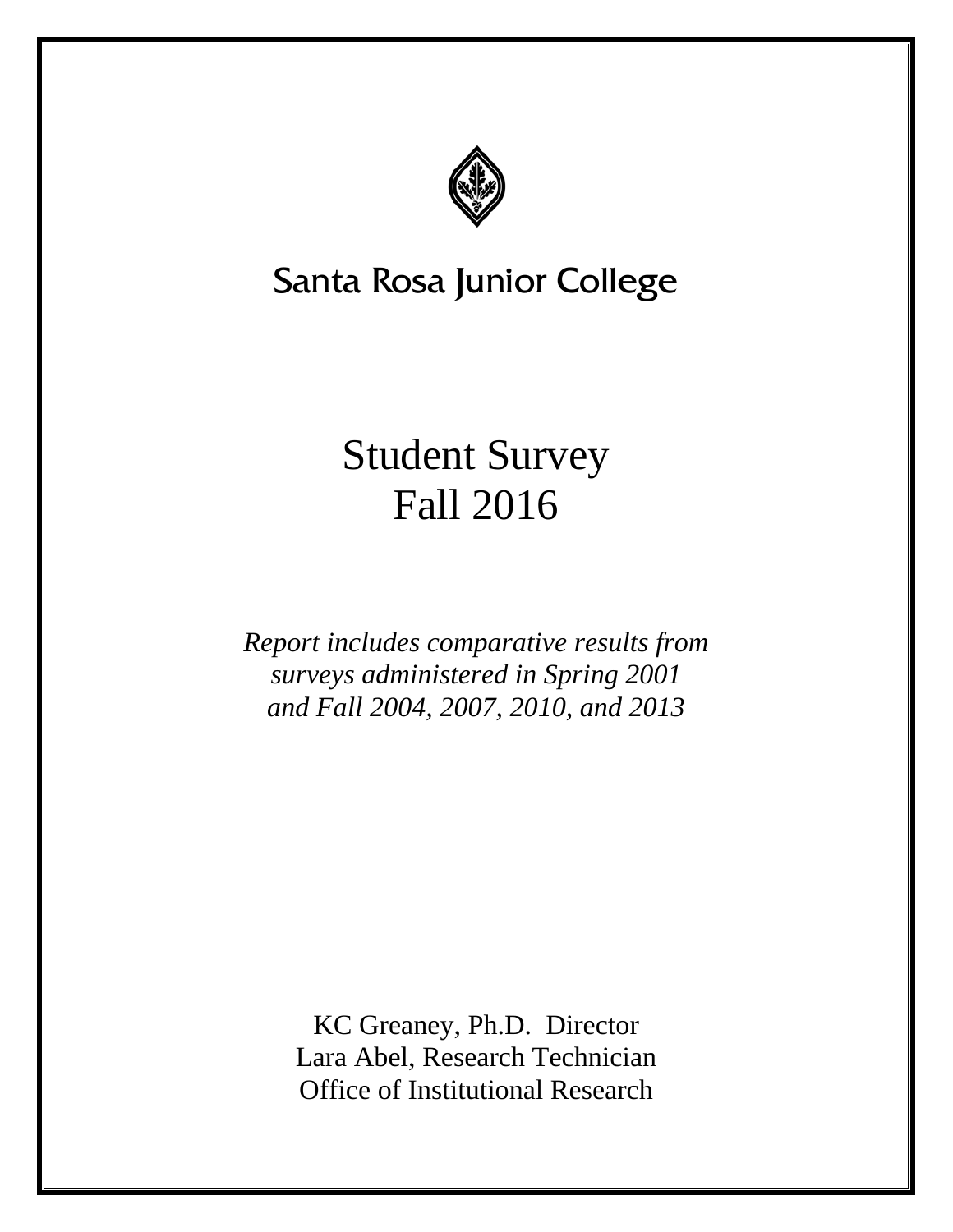Santa Rosa Junior College

# Student Survey
# Fall 2016

*Report includes comparative results from surveys administered in Spring 2001 and Fall 2004, 2007, 2010, and 2013*

KC Greaney, Ph.D. Director
Lara Abel, Research Technician
Office of Institutional Research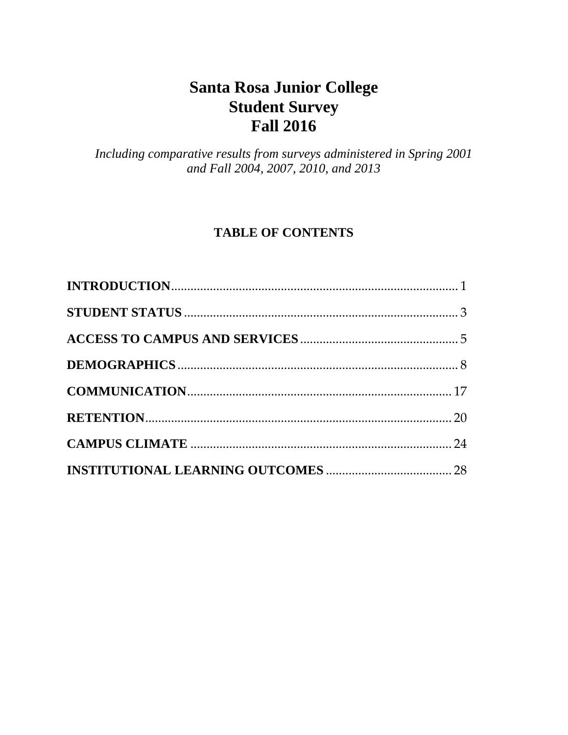# Santa Rosa Junior College
# Student Survey
# Fall 2016

*Including comparative results from surveys administered in Spring 2001 and Fall 2004, 2007, 2010, and 2013*

## TABLE OF CONTENTS

**INTRODUCTION** .......... 1

**STUDENT STATUS** .......... 3

**ACCESS TO CAMPUS AND SERVICES** .......... 5

**DEMOGRAPHICS** .......... 8

**COMMUNICATION** .......... 17

**RETENTION** .......... 20

**CAMPUS CLIMATE** .......... 24

**INSTITUTIONAL LEARNING OUTCOMES** .......... 28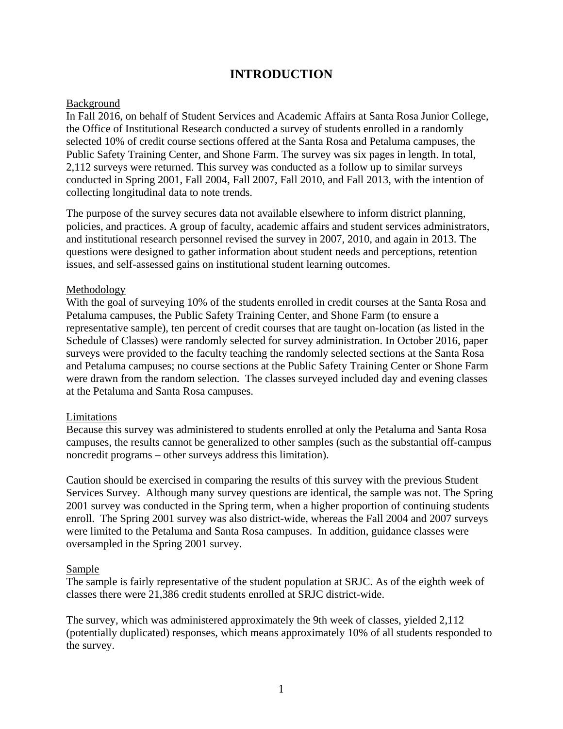# INTRODUCTION

Background

In Fall 2016, on behalf of Student Services and Academic Affairs at Santa Rosa Junior College, the Office of Institutional Research conducted a survey of students enrolled in a randomly selected 10% of credit course sections offered at the Santa Rosa and Petaluma campuses, the Public Safety Training Center, and Shone Farm. The survey was six pages in length. In total, 2,112 surveys were returned. This survey was conducted as a follow up to similar surveys conducted in Spring 2001, Fall 2004, Fall 2007, Fall 2010, and Fall 2013, with the intention of collecting longitudinal data to note trends.

The purpose of the survey secures data not available elsewhere to inform district planning, policies, and practices. A group of faculty, academic affairs and student services administrators, and institutional research personnel revised the survey in 2007, 2010, and again in 2013. The questions were designed to gather information about student needs and perceptions, retention issues, and self-assessed gains on institutional student learning outcomes.

Methodology

With the goal of surveying 10% of the students enrolled in credit courses at the Santa Rosa and Petaluma campuses, the Public Safety Training Center, and Shone Farm (to ensure a representative sample), ten percent of credit courses that are taught on-location (as listed in the Schedule of Classes) were randomly selected for survey administration. In October 2016, paper surveys were provided to the faculty teaching the randomly selected sections at the Santa Rosa and Petaluma campuses; no course sections at the Public Safety Training Center or Shone Farm were drawn from the random selection. The classes surveyed included day and evening classes at the Petaluma and Santa Rosa campuses.

Limitations

Because this survey was administered to students enrolled at only the Petaluma and Santa Rosa campuses, the results cannot be generalized to other samples (such as the substantial off-campus noncredit programs – other surveys address this limitation).

Caution should be exercised in comparing the results of this survey with the previous Student Services Survey. Although many survey questions are identical, the sample was not. The Spring 2001 survey was conducted in the Spring term, when a higher proportion of continuing students enroll. The Spring 2001 survey was also district-wide, whereas the Fall 2004 and 2007 surveys were limited to the Petaluma and Santa Rosa campuses. In addition, guidance classes were oversampled in the Spring 2001 survey.

Sample

The sample is fairly representative of the student population at SRJC. As of the eighth week of classes there were 21,386 credit students enrolled at SRJC district-wide.

The survey, which was administered approximately the 9th week of classes, yielded 2,112 (potentially duplicated) responses, which means approximately 10% of all students responded to the survey.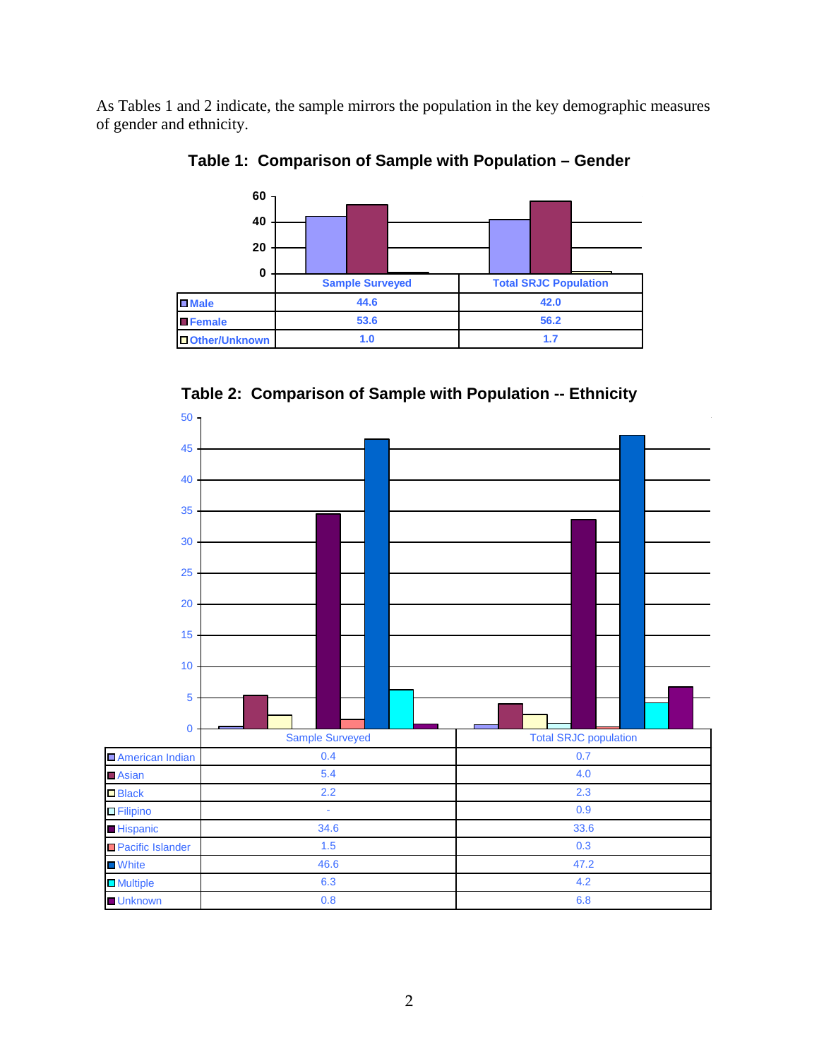As Tables 1 and 2 indicate, the sample mirrors the population in the key demographic measures of gender and ethnicity.

**Table 1: Comparison of Sample with Population – Gender**

| | Sample Surveyed | Total SRJC Population |
|---|---|---|
| Male | 44.6 | 42.0 |
| Female | 53.6 | 56.2 |
| Other/Unknown | 1.0 | 1.7 |

**Table 2: Comparison of Sample with Population -- Ethnicity**

| | Sample Surveyed | Total SRJC population |
|---|---|---|
| American Indian | 0.4 | 0.7 |
| Asian | 5.4 | 4.0 |
| Black | 2.2 | 2.3 |
| Filipino | - | 0.9 |
| Hispanic | 34.6 | 33.6 |
| Pacific Islander | 1.5 | 0.3 |
| White | 46.6 | 47.2 |
| Multiple | 6.3 | 4.2 |
| Unknown | 0.8 | 6.8 |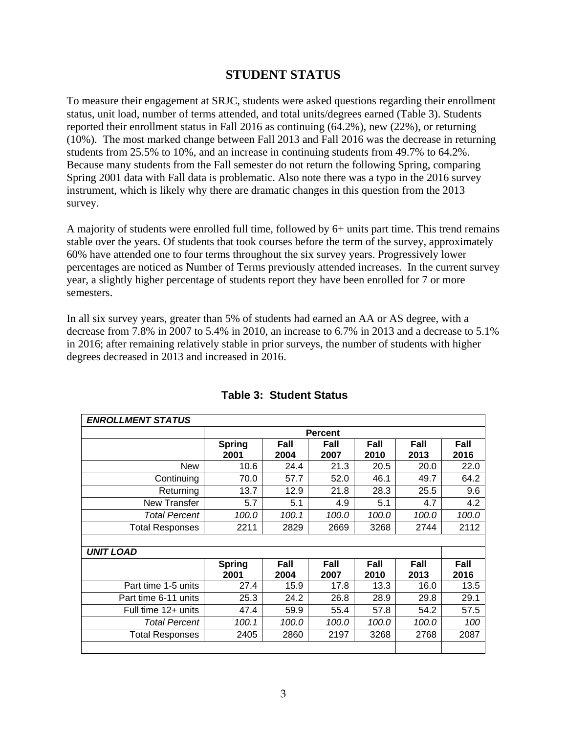# STUDENT STATUS

To measure their engagement at SRJC, students were asked questions regarding their enrollment status, unit load, number of terms attended, and total units/degrees earned (Table 3). Students reported their enrollment status in Fall 2016 as continuing (64.2%), new (22%), or returning (10%). The most marked change between Fall 2013 and Fall 2016 was the decrease in returning students from 25.5% to 10%, and an increase in continuing students from 49.7% to 64.2%. Because many students from the Fall semester do not return the following Spring, comparing Spring 2001 data with Fall data is problematic. Also note there was a typo in the 2016 survey instrument, which is likely why there are dramatic changes in this question from the 2013 survey.

A majority of students were enrolled full time, followed by 6+ units part time. This trend remains stable over the years. Of students that took courses before the term of the survey, approximately 60% have attended one to four terms throughout the six survey years. Progressively lower percentages are noticed as Number of Terms previously attended increases. In the current survey year, a slightly higher percentage of students report they have been enrolled for 7 or more semesters.

In all six survey years, greater than 5% of students had earned an AA or AS degree, with a decrease from 7.8% in 2007 to 5.4% in 2010, an increase to 6.7% in 2013 and a decrease to 5.1% in 2016; after remaining relatively stable in prior surveys, the number of students with higher degrees decreased in 2013 and increased in 2016.

**Table 3: Student Status**

| ***ENROLLMENT STATUS*** | | | | | | |
|---|---|---|---|---|---|---|
| | **Percent** | | | | | |
| | **Spring 2001** | **Fall 2004** | **Fall 2007** | **Fall 2010** | **Fall 2013** | **Fall 2016** |
| New | 10.6 | 24.4 | 21.3 | 20.5 | 20.0 | 22.0 |
| Continuing | 70.0 | 57.7 | 52.0 | 46.1 | 49.7 | 64.2 |
| Returning | 13.7 | 12.9 | 21.8 | 28.3 | 25.5 | 9.6 |
| New Transfer | 5.7 | 5.1 | 4.9 | 5.1 | 4.7 | 4.2 |
| *Total Percent* | *100.0* | *100.1* | *100.0* | *100.0* | *100.0* | *100.0* |
| Total Responses | 2211 | 2829 | 2669 | 3268 | 2744 | 2112 |
| | | | | | | |
| ***UNIT LOAD*** | | | | | | |
| | **Spring 2001** | **Fall 2004** | **Fall 2007** | **Fall 2010** | **Fall 2013** | **Fall 2016** |
| Part time 1-5 units | 27.4 | 15.9 | 17.8 | 13.3 | 16.0 | 13.5 |
| Part time 6-11 units | 25.3 | 24.2 | 26.8 | 28.9 | 29.8 | 29.1 |
| Full time 12+ units | 47.4 | 59.9 | 55.4 | 57.8 | 54.2 | 57.5 |
| *Total Percent* | *100.1* | *100.0* | *100.0* | *100.0* | *100.0* | *100* |
| Total Responses | 2405 | 2860 | 2197 | 3268 | 2768 | 2087 |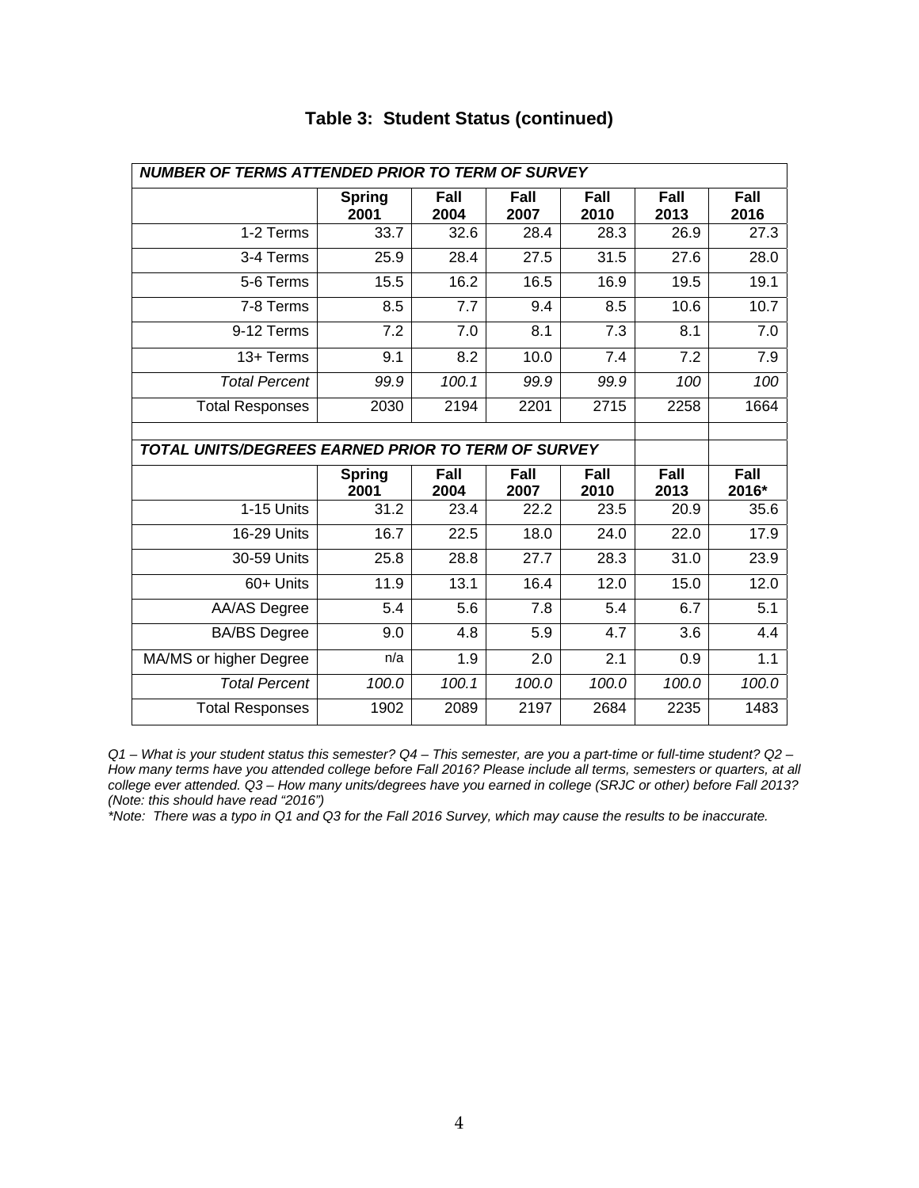## Table 3: Student Status (continued)

| ***NUMBER OF TERMS ATTENDED PRIOR TO TERM OF SURVEY*** | | | | | | |
|---|---|---|---|---|---|---|
| | **Spring 2001** | **Fall 2004** | **Fall 2007** | **Fall 2010** | **Fall 2013** | **Fall 2016** |
| 1-2 Terms | 33.7 | 32.6 | 28.4 | 28.3 | 26.9 | 27.3 |
| 3-4 Terms | 25.9 | 28.4 | 27.5 | 31.5 | 27.6 | 28.0 |
| 5-6 Terms | 15.5 | 16.2 | 16.5 | 16.9 | 19.5 | 19.1 |
| 7-8 Terms | 8.5 | 7.7 | 9.4 | 8.5 | 10.6 | 10.7 |
| 9-12 Terms | 7.2 | 7.0 | 8.1 | 7.3 | 8.1 | 7.0 |
| 13+ Terms | 9.1 | 8.2 | 10.0 | 7.4 | 7.2 | 7.9 |
| *Total Percent* | *99.9* | *100.1* | *99.9* | *99.9* | *100* | *100* |
| Total Responses | 2030 | 2194 | 2201 | 2715 | 2258 | 1664 |

| ***TOTAL UNITS/DEGREES EARNED PRIOR TO TERM OF SURVEY*** | | | | | | |
|---|---|---|---|---|---|---|
| | **Spring 2001** | **Fall 2004** | **Fall 2007** | **Fall 2010** | **Fall 2013** | **Fall 2016*** |
| 1-15 Units | 31.2 | 23.4 | 22.2 | 23.5 | 20.9 | 35.6 |
| 16-29 Units | 16.7 | 22.5 | 18.0 | 24.0 | 22.0 | 17.9 |
| 30-59 Units | 25.8 | 28.8 | 27.7 | 28.3 | 31.0 | 23.9 |
| 60+ Units | 11.9 | 13.1 | 16.4 | 12.0 | 15.0 | 12.0 |
| AA/AS Degree | 5.4 | 5.6 | 7.8 | 5.4 | 6.7 | 5.1 |
| BA/BS Degree | 9.0 | 4.8 | 5.9 | 4.7 | 3.6 | 4.4 |
| MA/MS or higher Degree | n/a | 1.9 | 2.0 | 2.1 | 0.9 | 1.1 |
| *Total Percent* | *100.0* | *100.1* | *100.0* | *100.0* | *100.0* | *100.0* |
| Total Responses | 1902 | 2089 | 2197 | 2684 | 2235 | 1483 |

*Q1 – What is your student status this semester? Q4 – This semester, are you a part-time or full-time student? Q2 – How many terms have you attended college before Fall 2016? Please include all terms, semesters or quarters, at all college ever attended. Q3 – How many units/degrees have you earned in college (SRJC or other) before Fall 2013? (Note: this should have read "2016")*

**Note: There was a typo in Q1 and Q3 for the Fall 2016 Survey, which may cause the results to be inaccurate.*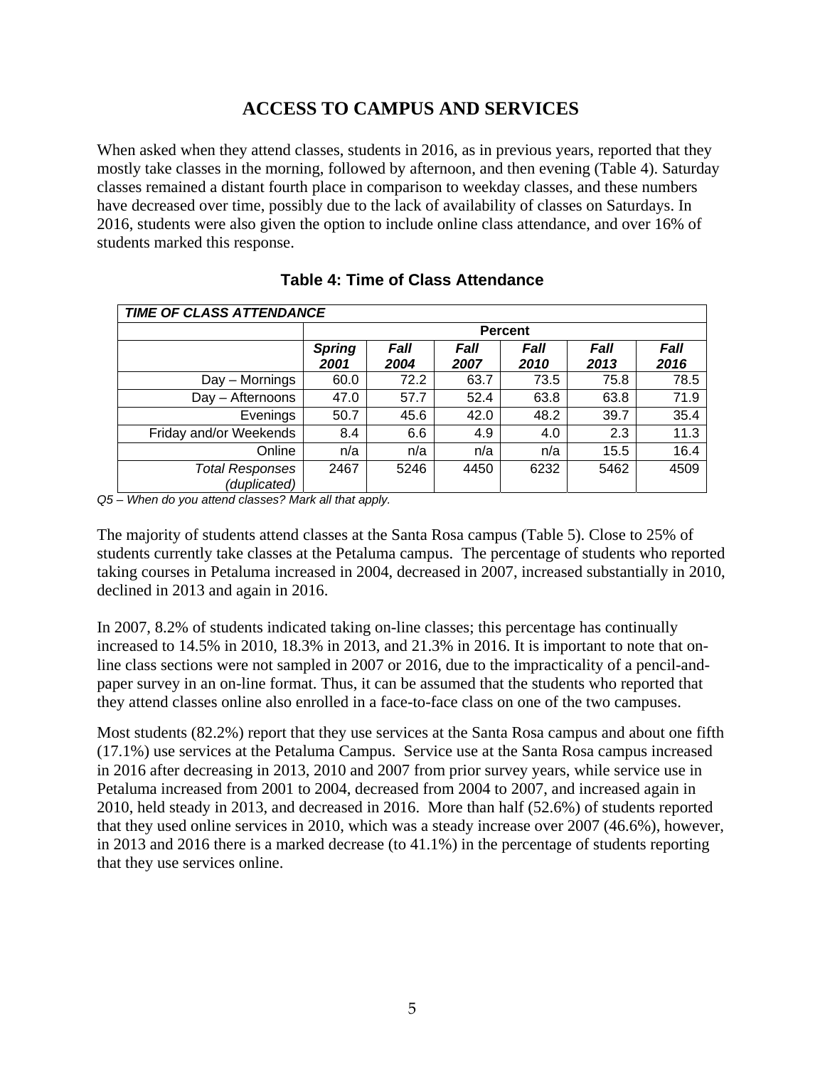## ACCESS TO CAMPUS AND SERVICES

When asked when they attend classes, students in 2016, as in previous years, reported that they mostly take classes in the morning, followed by afternoon, and then evening (Table 4). Saturday classes remained a distant fourth place in comparison to weekday classes, and these numbers have decreased over time, possibly due to the lack of availability of classes on Saturdays. In 2016, students were also given the option to include online class attendance, and over 16% of students marked this response.

**Table 4: Time of Class Attendance**

| ***TIME OF CLASS ATTENDANCE*** | | | | | | |
|---|---|---|---|---|---|---|
| | **Percent** | | | | | |
| | ***Spring 2001*** | ***Fall 2004*** | ***Fall 2007*** | ***Fall 2010*** | ***Fall 2013*** | ***Fall 2016*** |
| Day – Mornings | 60.0 | 72.2 | 63.7 | 73.5 | 75.8 | 78.5 |
| Day – Afternoons | 47.0 | 57.7 | 52.4 | 63.8 | 63.8 | 71.9 |
| Evenings | 50.7 | 45.6 | 42.0 | 48.2 | 39.7 | 35.4 |
| Friday and/or Weekends | 8.4 | 6.6 | 4.9 | 4.0 | 2.3 | 11.3 |
| Online | n/a | n/a | n/a | n/a | 15.5 | 16.4 |
| *Total Responses (duplicated)* | 2467 | 5246 | 4450 | 6232 | 5462 | 4509 |

*Q5 – When do you attend classes? Mark all that apply.*

The majority of students attend classes at the Santa Rosa campus (Table 5). Close to 25% of students currently take classes at the Petaluma campus. The percentage of students who reported taking courses in Petaluma increased in 2004, decreased in 2007, increased substantially in 2010, declined in 2013 and again in 2016.

In 2007, 8.2% of students indicated taking on-line classes; this percentage has continually increased to 14.5% in 2010, 18.3% in 2013, and 21.3% in 2016. It is important to note that on-line class sections were not sampled in 2007 or 2016, due to the impracticality of a pencil-and-paper survey in an on-line format. Thus, it can be assumed that the students who reported that they attend classes online also enrolled in a face-to-face class on one of the two campuses.

Most students (82.2%) report that they use services at the Santa Rosa campus and about one fifth (17.1%) use services at the Petaluma Campus. Service use at the Santa Rosa campus increased in 2016 after decreasing in 2013, 2010 and 2007 from prior survey years, while service use in Petaluma increased from 2001 to 2004, decreased from 2004 to 2007, and increased again in 2010, held steady in 2013, and decreased in 2016. More than half (52.6%) of students reported that they used online services in 2010, which was a steady increase over 2007 (46.6%), however, in 2013 and 2016 there is a marked decrease (to 41.1%) in the percentage of students reporting that they use services online.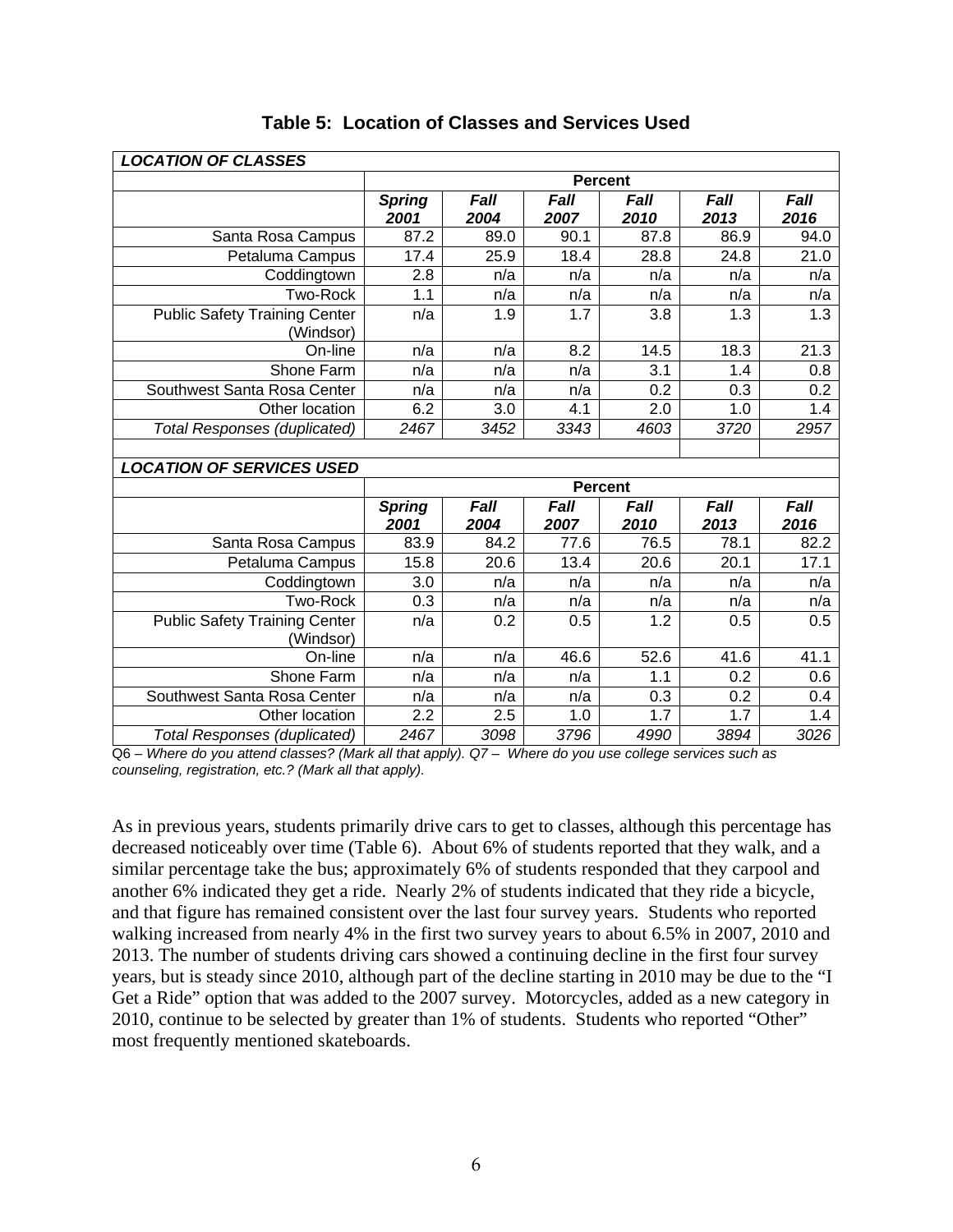**Table 5: Location of Classes and Services Used**

| ***LOCATION OF CLASSES*** | | | | | | |
|---|---|---|---|---|---|---|
| | **Percent** | | | | | |
| | ***Spring 2001*** | ***Fall 2004*** | ***Fall 2007*** | ***Fall 2010*** | ***Fall 2013*** | ***Fall 2016*** |
| Santa Rosa Campus | 87.2 | 89.0 | 90.1 | 87.8 | 86.9 | 94.0 |
| Petaluma Campus | 17.4 | 25.9 | 18.4 | 28.8 | 24.8 | 21.0 |
| Coddingtown | 2.8 | n/a | n/a | n/a | n/a | n/a |
| Two-Rock | 1.1 | n/a | n/a | n/a | n/a | n/a |
| Public Safety Training Center (Windsor) | n/a | 1.9 | 1.7 | 3.8 | 1.3 | 1.3 |
| On-line | n/a | n/a | 8.2 | 14.5 | 18.3 | 21.3 |
| Shone Farm | n/a | n/a | n/a | 3.1 | 1.4 | 0.8 |
| Southwest Santa Rosa Center | n/a | n/a | n/a | 0.2 | 0.3 | 0.2 |
| Other location | 6.2 | 3.0 | 4.1 | 2.0 | 1.0 | 1.4 |
| *Total Responses (duplicated)* | *2467* | *3452* | *3343* | *4603* | *3720* | *2957* |
| | | | | | | |
| ***LOCATION OF SERVICES USED*** | | | | | | |
| | **Percent** | | | | | |
| | ***Spring 2001*** | ***Fall 2004*** | ***Fall 2007*** | ***Fall 2010*** | ***Fall 2013*** | ***Fall 2016*** |
| Santa Rosa Campus | 83.9 | 84.2 | 77.6 | 76.5 | 78.1 | 82.2 |
| Petaluma Campus | 15.8 | 20.6 | 13.4 | 20.6 | 20.1 | 17.1 |
| Coddingtown | 3.0 | n/a | n/a | n/a | n/a | n/a |
| Two-Rock | 0.3 | n/a | n/a | n/a | n/a | n/a |
| Public Safety Training Center (Windsor) | n/a | 0.2 | 0.5 | 1.2 | 0.5 | 0.5 |
| On-line | n/a | n/a | 46.6 | 52.6 | 41.6 | 41.1 |
| Shone Farm | n/a | n/a | n/a | 1.1 | 0.2 | 0.6 |
| Southwest Santa Rosa Center | n/a | n/a | n/a | 0.3 | 0.2 | 0.4 |
| Other location | 2.2 | 2.5 | 1.0 | 1.7 | 1.7 | 1.4 |
| *Total Responses (duplicated)* | *2467* | *3098* | *3796* | *4990* | *3894* | *3026* |

Q6 – *Where do you attend classes? (Mark all that apply).* Q7 – *Where do you use college services such as counseling, registration, etc.? (Mark all that apply).*

As in previous years, students primarily drive cars to get to classes, although this percentage has decreased noticeably over time (Table 6). About 6% of students reported that they walk, and a similar percentage take the bus; approximately 6% of students responded that they carpool and another 6% indicated they get a ride. Nearly 2% of students indicated that they ride a bicycle, and that figure has remained consistent over the last four survey years. Students who reported walking increased from nearly 4% in the first two survey years to about 6.5% in 2007, 2010 and 2013. The number of students driving cars showed a continuing decline in the first four survey years, but is steady since 2010, although part of the decline starting in 2010 may be due to the "I Get a Ride" option that was added to the 2007 survey. Motorcycles, added as a new category in 2010, continue to be selected by greater than 1% of students. Students who reported "Other" most frequently mentioned skateboards.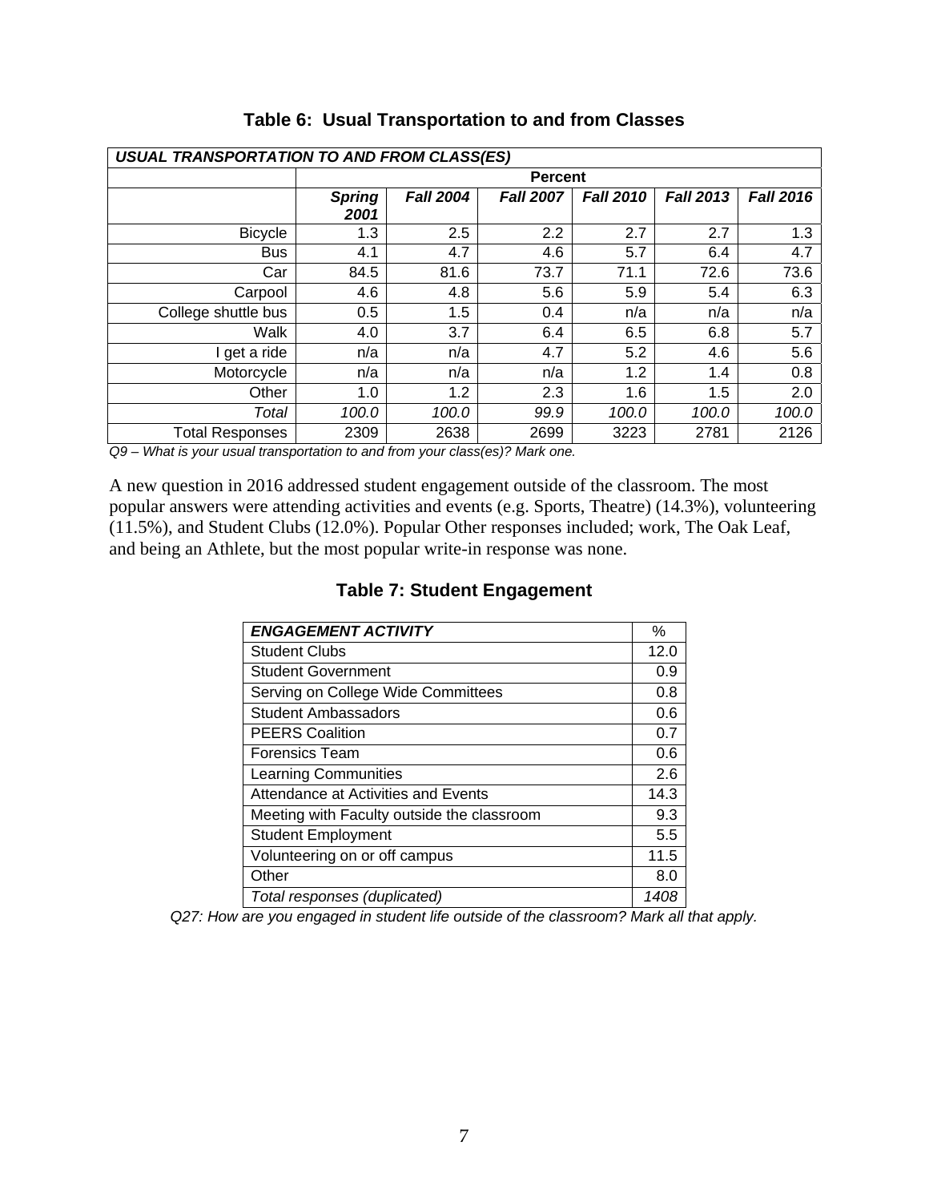### Table 6: Usual Transportation to and from Classes

| *USUAL TRANSPORTATION TO AND FROM CLASS(ES)* | | | | | | |
|---|---|---|---|---|---|---|
| | **Percent** | | | | | |
| | ***Spring 2001*** | ***Fall 2004*** | ***Fall 2007*** | ***Fall 2010*** | ***Fall 2013*** | ***Fall 2016*** |
| Bicycle | 1.3 | 2.5 | 2.2 | 2.7 | 2.7 | 1.3 |
| Bus | 4.1 | 4.7 | 4.6 | 5.7 | 6.4 | 4.7 |
| Car | 84.5 | 81.6 | 73.7 | 71.1 | 72.6 | 73.6 |
| Carpool | 4.6 | 4.8 | 5.6 | 5.9 | 5.4 | 6.3 |
| College shuttle bus | 0.5 | 1.5 | 0.4 | n/a | n/a | n/a |
| Walk | 4.0 | 3.7 | 6.4 | 6.5 | 6.8 | 5.7 |
| I get a ride | n/a | n/a | 4.7 | 5.2 | 4.6 | 5.6 |
| Motorcycle | n/a | n/a | n/a | 1.2 | 1.4 | 0.8 |
| Other | 1.0 | 1.2 | 2.3 | 1.6 | 1.5 | 2.0 |
| *Total* | *100.0* | *100.0* | *99.9* | *100.0* | *100.0* | *100.0* |
| Total Responses | 2309 | 2638 | 2699 | 3223 | 2781 | 2126 |

*Q9 – What is your usual transportation to and from your class(es)? Mark one.*

A new question in 2016 addressed student engagement outside of the classroom. The most popular answers were attending activities and events (e.g. Sports, Theatre) (14.3%), volunteering (11.5%), and Student Clubs (12.0%). Popular Other responses included; work, The Oak Leaf, and being an Athlete, but the most popular write-in response was none.

### Table 7: Student Engagement

| ***ENGAGEMENT ACTIVITY*** | % |
|---|---|
| Student Clubs | 12.0 |
| Student Government | 0.9 |
| Serving on College Wide Committees | 0.8 |
| Student Ambassadors | 0.6 |
| PEERS Coalition | 0.7 |
| Forensics Team | 0.6 |
| Learning Communities | 2.6 |
| Attendance at Activities and Events | 14.3 |
| Meeting with Faculty outside the classroom | 9.3 |
| Student Employment | 5.5 |
| Volunteering on or off campus | 11.5 |
| Other | 8.0 |
| *Total responses (duplicated)* | *1408* |

*Q27: How are you engaged in student life outside of the classroom? Mark all that apply.*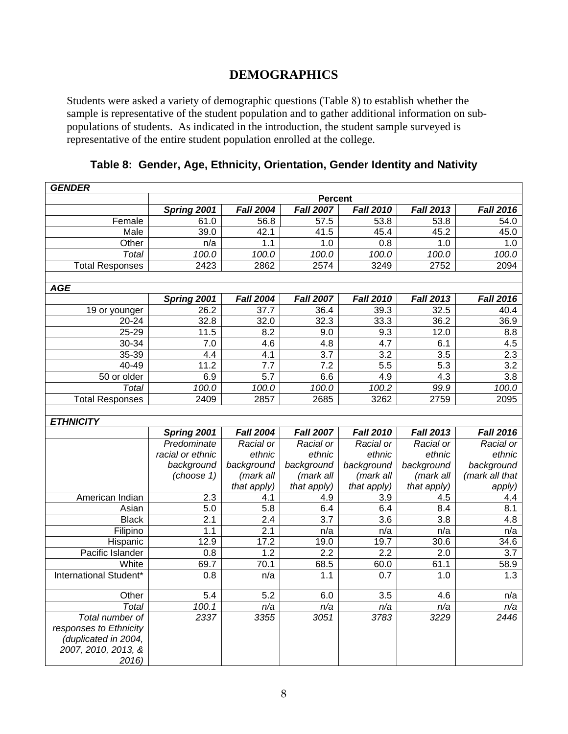# DEMOGRAPHICS

Students were asked a variety of demographic questions (Table 8) to establish whether the sample is representative of the student population and to gather additional information on sub-populations of students. As indicated in the introduction, the student sample surveyed is representative of the entire student population enrolled at the college.

## Table 8: Gender, Age, Ethnicity, Orientation, Gender Identity and Nativity

| ***GENDER*** | | | | | | |
|---|---|---|---|---|---|---|
| | **Percent** | | | | | |
| | ***Spring 2001*** | ***Fall 2004*** | ***Fall 2007*** | ***Fall 2010*** | ***Fall 2013*** | ***Fall 2016*** |
| Female | 61.0 | 56.8 | 57.5 | 53.8 | 53.8 | 54.0 |
| Male | 39.0 | 42.1 | 41.5 | 45.4 | 45.2 | 45.0 |
| Other | n/a | 1.1 | 1.0 | 0.8 | 1.0 | 1.0 |
| *Total* | *100.0* | *100.0* | *100.0* | *100.0* | *100.0* | *100.0* |
| Total Responses | 2423 | 2862 | 2574 | 3249 | 2752 | 2094 |
| | | | | | | |
| ***AGE*** | | | | | | |
| | ***Spring 2001*** | ***Fall 2004*** | ***Fall 2007*** | ***Fall 2010*** | ***Fall 2013*** | ***Fall 2016*** |
| 19 or younger | 26.2 | 37.7 | 36.4 | 39.3 | 32.5 | 40.4 |
| 20-24 | 32.8 | 32.0 | 32.3 | 33.3 | 36.2 | 36.9 |
| 25-29 | 11.5 | 8.2 | 9.0 | 9.3 | 12.0 | 8.8 |
| 30-34 | 7.0 | 4.6 | 4.8 | 4.7 | 6.1 | 4.5 |
| 35-39 | 4.4 | 4.1 | 3.7 | 3.2 | 3.5 | 2.3 |
| 40-49 | 11.2 | 7.7 | 7.2 | 5.5 | 5.3 | 3.2 |
| 50 or older | 6.9 | 5.7 | 6.6 | 4.9 | 4.3 | 3.8 |
| *Total* | *100.0* | *100.0* | *100.0* | *100.2* | *99.9* | *100.0* |
| Total Responses | 2409 | 2857 | 2685 | 3262 | 2759 | 2095 |
| | | | | | | |
| ***ETHNICITY*** | | | | | | |
| | ***Spring 2001*** | ***Fall 2004*** | ***Fall 2007*** | ***Fall 2010*** | ***Fall 2013*** | ***Fall 2016*** |
| | *Predominate racial or ethnic background (choose 1)* | *Racial or ethnic background (mark all that apply)* | *Racial or ethnic background (mark all that apply)* | *Racial or ethnic background (mark all that apply)* | *Racial or ethnic background (mark all that apply)* | *Racial or ethnic background (mark all that apply)* |
| American Indian | 2.3 | 4.1 | 4.9 | 3.9 | 4.5 | 4.4 |
| Asian | 5.0 | 5.8 | 6.4 | 6.4 | 8.4 | 8.1 |
| Black | 2.1 | 2.4 | 3.7 | 3.6 | 3.8 | 4.8 |
| Filipino | 1.1 | 2.1 | n/a | n/a | n/a | n/a |
| Hispanic | 12.9 | 17.2 | 19.0 | 19.7 | 30.6 | 34.6 |
| Pacific Islander | 0.8 | 1.2 | 2.2 | 2.2 | 2.0 | 3.7 |
| White | 69.7 | 70.1 | 68.5 | 60.0 | 61.1 | 58.9 |
| International Student* | 0.8 | n/a | 1.1 | 0.7 | 1.0 | 1.3 |
| Other | 5.4 | 5.2 | 6.0 | 3.5 | 4.6 | n/a |
| *Total* | *100.1* | *n/a* | *n/a* | *n/a* | *n/a* | *n/a* |
| *Total number of responses to Ethnicity (duplicated in 2004, 2007, 2010, 2013, & 2016)* | *2337* | *3355* | *3051* | *3783* | *3229* | *2446* |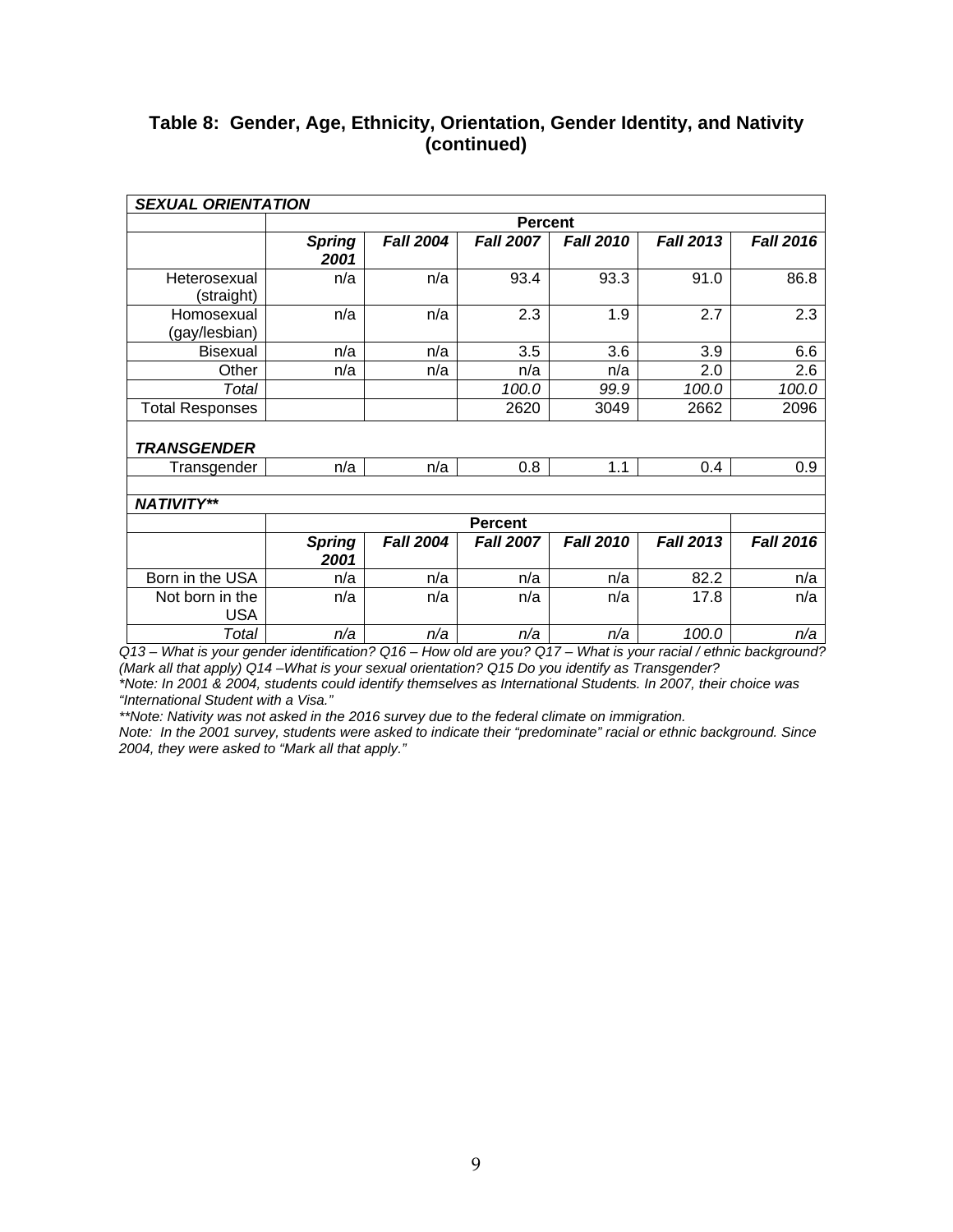## Table 8: Gender, Age, Ethnicity, Orientation, Gender Identity, and Nativity (continued)

| ***SEXUAL ORIENTATION*** | | | | | | |
|---|---|---|---|---|---|---|
| | **Percent** | | | | | |
| | ***Spring 2001*** | ***Fall 2004*** | ***Fall 2007*** | ***Fall 2010*** | ***Fall 2013*** | ***Fall 2016*** |
| Heterosexual (straight) | n/a | n/a | 93.4 | 93.3 | 91.0 | 86.8 |
| Homosexual (gay/lesbian) | n/a | n/a | 2.3 | 1.9 | 2.7 | 2.3 |
| Bisexual | n/a | n/a | 3.5 | 3.6 | 3.9 | 6.6 |
| Other | n/a | n/a | n/a | n/a | 2.0 | 2.6 |
| *Total* | | | *100.0* | *99.9* | *100.0* | *100.0* |
| Total Responses | | | 2620 | 3049 | 2662 | 2096 |
| ***TRANSGENDER*** | | | | | | |
| Transgender | n/a | n/a | 0.8 | 1.1 | 0.4 | 0.9 |
| ***NATIVITY\*\**** | | | | | | |
| | **Percent** | | | | | |
| | ***Spring 2001*** | ***Fall 2004*** | ***Fall 2007*** | ***Fall 2010*** | ***Fall 2013*** | ***Fall 2016*** |
| Born in the USA | n/a | n/a | n/a | n/a | 82.2 | n/a |
| Not born in the USA | n/a | n/a | n/a | n/a | 17.8 | n/a |
| *Total* | *n/a* | *n/a* | *n/a* | *n/a* | *100.0* | *n/a* |

*Q13 – What is your gender identification? Q16 – How old are you? Q17 – What is your racial / ethnic background? (Mark all that apply) Q14 –What is your sexual orientation? Q15 Do you identify as Transgender?*

*\*Note: In 2001 & 2004, students could identify themselves as International Students. In 2007, their choice was "International Student with a Visa."*

*\*\*Note: Nativity was not asked in the 2016 survey due to the federal climate on immigration.*

*Note: In the 2001 survey, students were asked to indicate their "predominate" racial or ethnic background. Since 2004, they were asked to "Mark all that apply."*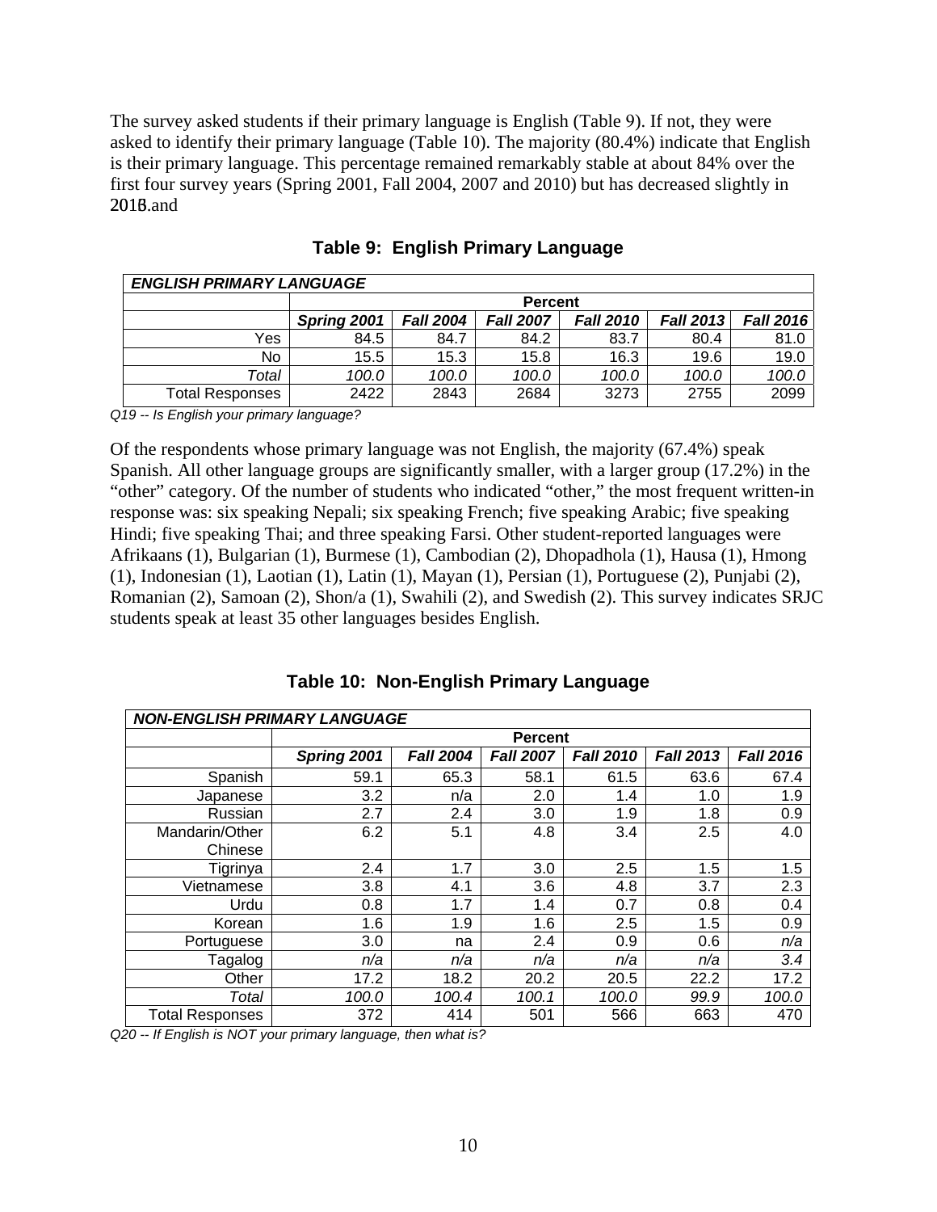The survey asked students if their primary language is English (Table 9). If not, they were asked to identify their primary language (Table 10). The majority (80.4%) indicate that English is their primary language. This percentage remained remarkably stable at about 84% over the first four survey years (Spring 2001, Fall 2004, 2007 and 2010) but has decreased slightly in 2013.and

**Table 9: English Primary Language**

| *ENGLISH PRIMARY LANGUAGE* | | | | | | |
|---|---|---|---|---|---|---|
| | **Percent** | | | | | |
| | ***Spring 2001*** | ***Fall 2004*** | ***Fall 2007*** | ***Fall 2010*** | ***Fall 2013*** | ***Fall 2016*** |
| Yes | 84.5 | 84.7 | 84.2 | 83.7 | 80.4 | 81.0 |
| No | 15.5 | 15.3 | 15.8 | 16.3 | 19.6 | 19.0 |
| *Total* | *100.0* | *100.0* | *100.0* | *100.0* | *100.0* | *100.0* |
| Total Responses | 2422 | 2843 | 2684 | 3273 | 2755 | 2099 |

*Q19 -- Is English your primary language?*

Of the respondents whose primary language was not English, the majority (67.4%) speak Spanish. All other language groups are significantly smaller, with a larger group (17.2%) in the "other" category. Of the number of students who indicated "other," the most frequent written-in response was: six speaking Nepali; six speaking French; five speaking Arabic; five speaking Hindi; five speaking Thai; and three speaking Farsi. Other student-reported languages were Afrikaans (1), Bulgarian (1), Burmese (1), Cambodian (2), Dhopadhola (1), Hausa (1), Hmong (1), Indonesian (1), Laotian (1), Latin (1), Mayan (1), Persian (1), Portuguese (2), Punjabi (2), Romanian (2), Samoan (2), Shon/a (1), Swahili (2), and Swedish (2). This survey indicates SRJC students speak at least 35 other languages besides English.

**Table 10: Non-English Primary Language**

| *NON-ENGLISH PRIMARY LANGUAGE* | | | | | | |
|---|---|---|---|---|---|---|
| | **Percent** | | | | | |
| | ***Spring 2001*** | ***Fall 2004*** | ***Fall 2007*** | ***Fall 2010*** | ***Fall 2013*** | ***Fall 2016*** |
| Spanish | 59.1 | 65.3 | 58.1 | 61.5 | 63.6 | 67.4 |
| Japanese | 3.2 | n/a | 2.0 | 1.4 | 1.0 | 1.9 |
| Russian | 2.7 | 2.4 | 3.0 | 1.9 | 1.8 | 0.9 |
| Mandarin/Other Chinese | 6.2 | 5.1 | 4.8 | 3.4 | 2.5 | 4.0 |
| Tigrinya | 2.4 | 1.7 | 3.0 | 2.5 | 1.5 | 1.5 |
| Vietnamese | 3.8 | 4.1 | 3.6 | 4.8 | 3.7 | 2.3 |
| Urdu | 0.8 | 1.7 | 1.4 | 0.7 | 0.8 | 0.4 |
| Korean | 1.6 | 1.9 | 1.6 | 2.5 | 1.5 | 0.9 |
| Portuguese | 3.0 | na | 2.4 | 0.9 | 0.6 | *n/a* |
| Tagalog | *n/a* | *n/a* | *n/a* | *n/a* | *n/a* | *3.4* |
| Other | 17.2 | 18.2 | 20.2 | 20.5 | 22.2 | 17.2 |
| *Total* | *100.0* | *100.4* | *100.1* | *100.0* | *99.9* | *100.0* |
| Total Responses | 372 | 414 | 501 | 566 | 663 | 470 |

*Q20 -- If English is NOT your primary language, then what is?*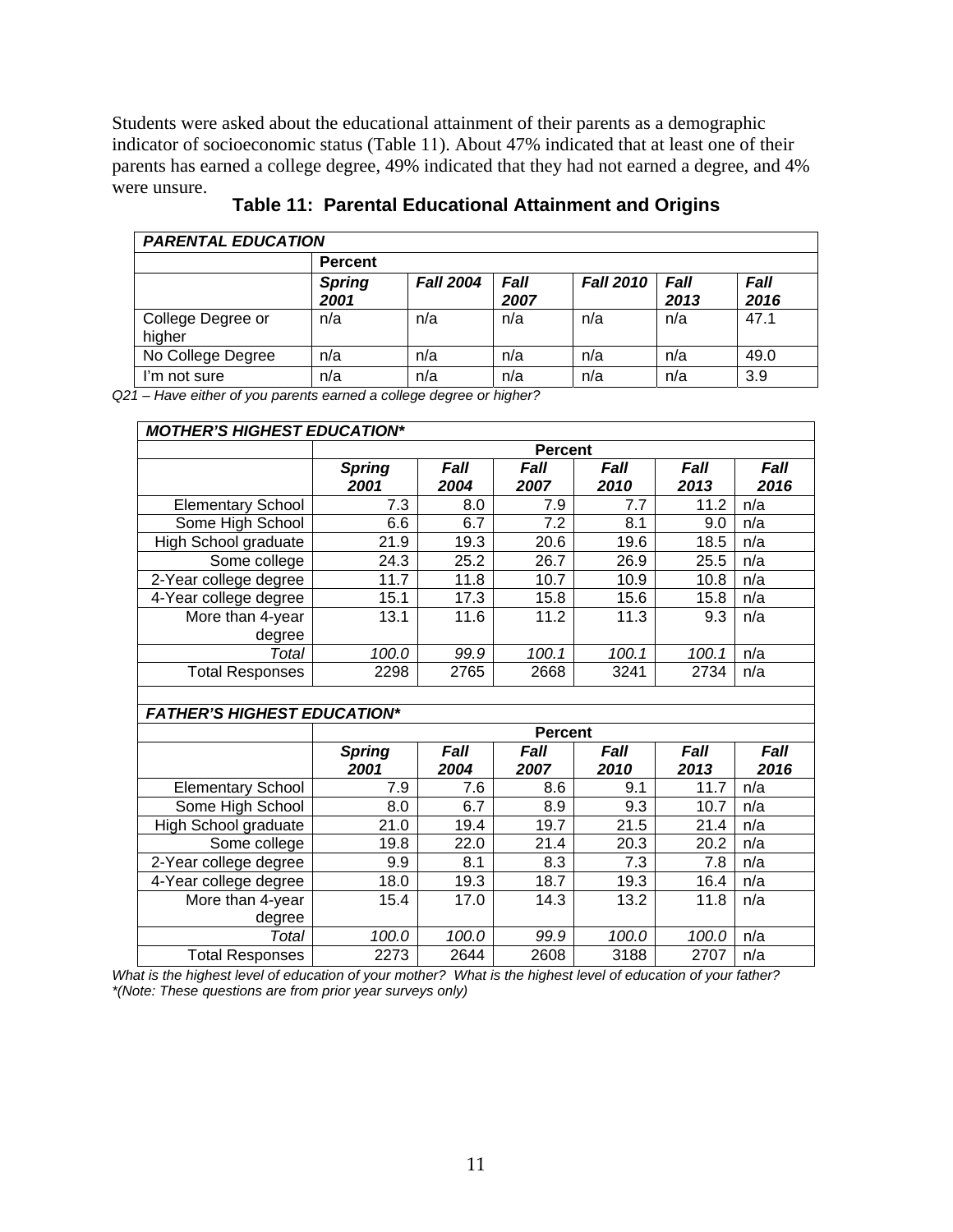Students were asked about the educational attainment of their parents as a demographic indicator of socioeconomic status (Table 11). About 47% indicated that at least one of their parents has earned a college degree, 49% indicated that they had not earned a degree, and 4% were unsure.

**Table 11: Parental Educational Attainment and Origins**

| ***PARENTAL EDUCATION*** | | | | | | |
|---|---|---|---|---|---|---|
| | **Percent** | | | | | |
| | ***Spring 2001*** | ***Fall 2004*** | ***Fall 2007*** | ***Fall 2010*** | ***Fall 2013*** | ***Fall 2016*** |
| College Degree or higher | n/a | n/a | n/a | n/a | n/a | 47.1 |
| No College Degree | n/a | n/a | n/a | n/a | n/a | 49.0 |
| I'm not sure | n/a | n/a | n/a | n/a | n/a | 3.9 |

*Q21 – Have either of you parents earned a college degree or higher?*

| ***MOTHER'S HIGHEST EDUCATION**** | | | | | | |
|---|---|---|---|---|---|---|
| | **Percent** | | | | | |
| | ***Spring 2001*** | ***Fall 2004*** | ***Fall 2007*** | ***Fall 2010*** | ***Fall 2013*** | ***Fall 2016*** |
| Elementary School | 7.3 | 8.0 | 7.9 | 7.7 | 11.2 | n/a |
| Some High School | 6.6 | 6.7 | 7.2 | 8.1 | 9.0 | n/a |
| High School graduate | 21.9 | 19.3 | 20.6 | 19.6 | 18.5 | n/a |
| Some college | 24.3 | 25.2 | 26.7 | 26.9 | 25.5 | n/a |
| 2-Year college degree | 11.7 | 11.8 | 10.7 | 10.9 | 10.8 | n/a |
| 4-Year college degree | 15.1 | 17.3 | 15.8 | 15.6 | 15.8 | n/a |
| More than 4-year degree | 13.1 | 11.6 | 11.2 | 11.3 | 9.3 | n/a |
| *Total* | *100.0* | *99.9* | *100.1* | *100.1* | *100.1* | n/a |
| Total Responses | 2298 | 2765 | 2668 | 3241 | 2734 | n/a |

| ***FATHER'S HIGHEST EDUCATION**** | | | | | | |
|---|---|---|---|---|---|---|
| | **Percent** | | | | | |
| | ***Spring 2001*** | ***Fall 2004*** | ***Fall 2007*** | ***Fall 2010*** | ***Fall 2013*** | ***Fall 2016*** |
| Elementary School | 7.9 | 7.6 | 8.6 | 9.1 | 11.7 | n/a |
| Some High School | 8.0 | 6.7 | 8.9 | 9.3 | 10.7 | n/a |
| High School graduate | 21.0 | 19.4 | 19.7 | 21.5 | 21.4 | n/a |
| Some college | 19.8 | 22.0 | 21.4 | 20.3 | 20.2 | n/a |
| 2-Year college degree | 9.9 | 8.1 | 8.3 | 7.3 | 7.8 | n/a |
| 4-Year college degree | 18.0 | 19.3 | 18.7 | 19.3 | 16.4 | n/a |
| More than 4-year degree | 15.4 | 17.0 | 14.3 | 13.2 | 11.8 | n/a |
| *Total* | *100.0* | *100.0* | *99.9* | *100.0* | *100.0* | n/a |
| Total Responses | 2273 | 2644 | 2608 | 3188 | 2707 | n/a |

*What is the highest level of education of your mother? What is the highest level of education of your father?*
**(Note: These questions are from prior year surveys only)*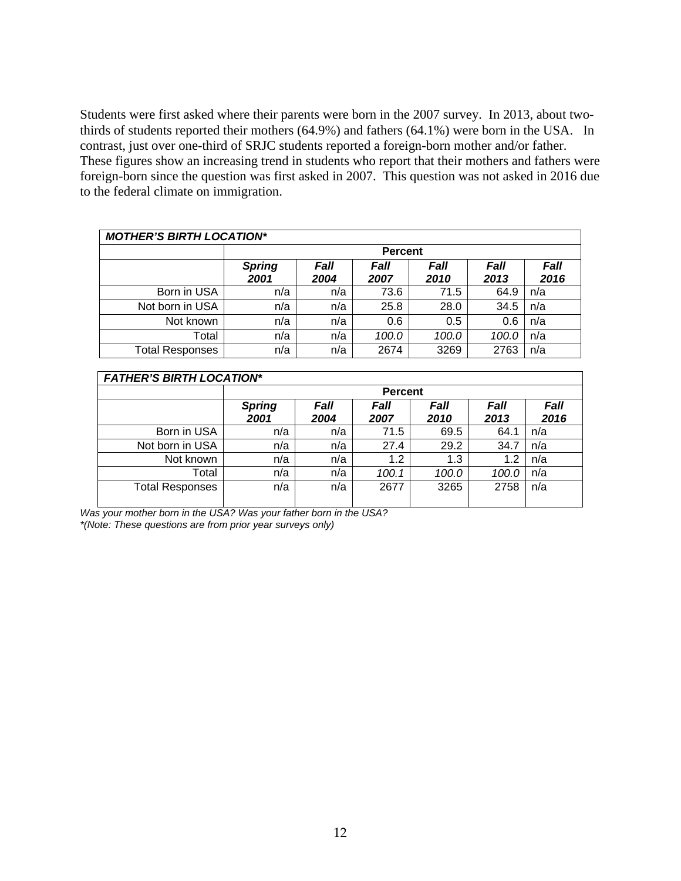Students were first asked where their parents were born in the 2007 survey. In 2013, about two-thirds of students reported their mothers (64.9%) and fathers (64.1%) were born in the USA. In contrast, just over one-third of SRJC students reported a foreign-born mother and/or father. These figures show an increasing trend in students who report that their mothers and fathers were foreign-born since the question was first asked in 2007. This question was not asked in 2016 due to the federal climate on immigration.

| ***MOTHER'S BIRTH LOCATION**** | | | | | | |
|---|---|---|---|---|---|---|
| | **Percent** | | | | | |
| | ***Spring 2001*** | ***Fall 2004*** | ***Fall 2007*** | ***Fall 2010*** | ***Fall 2013*** | ***Fall 2016*** |
| Born in USA | n/a | n/a | 73.6 | 71.5 | 64.9 | n/a |
| Not born in USA | n/a | n/a | 25.8 | 28.0 | 34.5 | n/a |
| Not known | n/a | n/a | 0.6 | 0.5 | 0.6 | n/a |
| Total | n/a | n/a | *100.0* | *100.0* | *100.0* | n/a |
| Total Responses | n/a | n/a | 2674 | 3269 | 2763 | n/a |

| ***FATHER'S BIRTH LOCATION**** | | | | | | |
|---|---|---|---|---|---|---|
| | **Percent** | | | | | |
| | ***Spring 2001*** | ***Fall 2004*** | ***Fall 2007*** | ***Fall 2010*** | ***Fall 2013*** | ***Fall 2016*** |
| Born in USA | n/a | n/a | 71.5 | 69.5 | 64.1 | n/a |
| Not born in USA | n/a | n/a | 27.4 | 29.2 | 34.7 | n/a |
| Not known | n/a | n/a | 1.2 | 1.3 | 1.2 | n/a |
| Total | n/a | n/a | *100.1* | *100.0* | *100.0* | n/a |
| Total Responses | n/a | n/a | 2677 | 3265 | 2758 | n/a |

*Was your mother born in the USA? Was your father born in the USA?*
*\*(Note: These questions are from prior year surveys only)*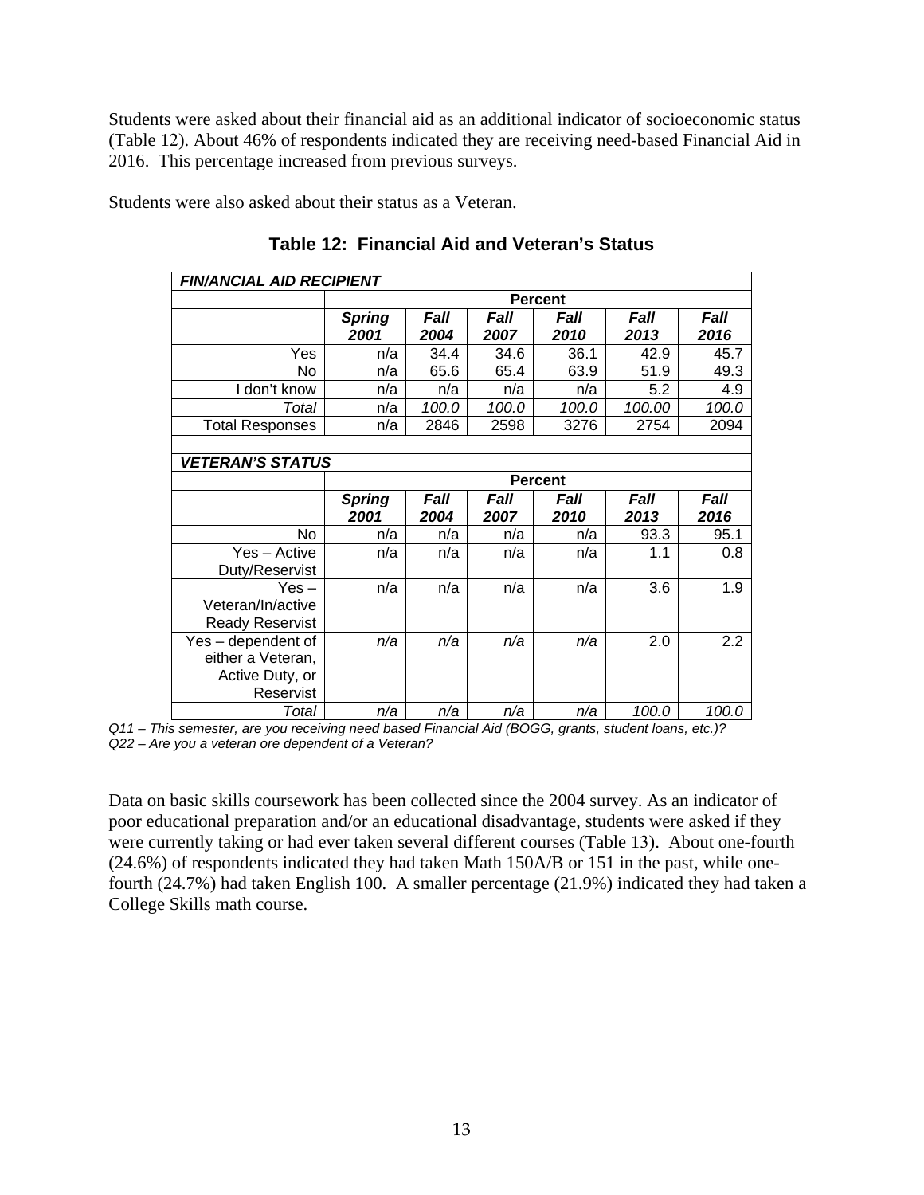Students were asked about their financial aid as an additional indicator of socioeconomic status (Table 12). About 46% of respondents indicated they are receiving need-based Financial Aid in 2016. This percentage increased from previous surveys.

Students were also asked about their status as a Veteran.

**Table 12: Financial Aid and Veteran's Status**

| ***FIN/ANCIAL AID RECIPIENT*** | | | | | | |
|---|---|---|---|---|---|---|
| | **Percent** | | | | | |
| | ***Spring 2001*** | ***Fall 2004*** | ***Fall 2007*** | ***Fall 2010*** | ***Fall 2013*** | ***Fall 2016*** |
| Yes | n/a | 34.4 | 34.6 | 36.1 | 42.9 | 45.7 |
| No | n/a | 65.6 | 65.4 | 63.9 | 51.9 | 49.3 |
| I don't know | n/a | n/a | n/a | n/a | 5.2 | 4.9 |
| *Total* | n/a | *100.0* | *100.0* | *100.0* | *100.00* | *100.0* |
| Total Responses | n/a | 2846 | 2598 | 3276 | 2754 | 2094 |

| ***VETERAN'S STATUS*** | | | | | | |
|---|---|---|---|---|---|---|
| | **Percent** | | | | | |
| | ***Spring 2001*** | ***Fall 2004*** | ***Fall 2007*** | ***Fall 2010*** | ***Fall 2013*** | ***Fall 2016*** |
| No | n/a | n/a | n/a | n/a | 93.3 | 95.1 |
| Yes – Active Duty/Reservist | n/a | n/a | n/a | n/a | 1.1 | 0.8 |
| Yes – Veteran/In/active Ready Reservist | n/a | n/a | n/a | n/a | 3.6 | 1.9 |
| Yes – dependent of either a Veteran, Active Duty, or Reservist | *n/a* | *n/a* | *n/a* | *n/a* | 2.0 | 2.2 |
| *Total* | *n/a* | *n/a* | *n/a* | *n/a* | *100.0* | *100.0* |

*Q11 – This semester, are you receiving need based Financial Aid (BOGG, grants, student loans, etc.)?*
*Q22 – Are you a veteran ore dependent of a Veteran?*

Data on basic skills coursework has been collected since the 2004 survey. As an indicator of poor educational preparation and/or an educational disadvantage, students were asked if they were currently taking or had ever taken several different courses (Table 13). About one-fourth (24.6%) of respondents indicated they had taken Math 150A/B or 151 in the past, while one-fourth (24.7%) had taken English 100. A smaller percentage (21.9%) indicated they had taken a College Skills math course.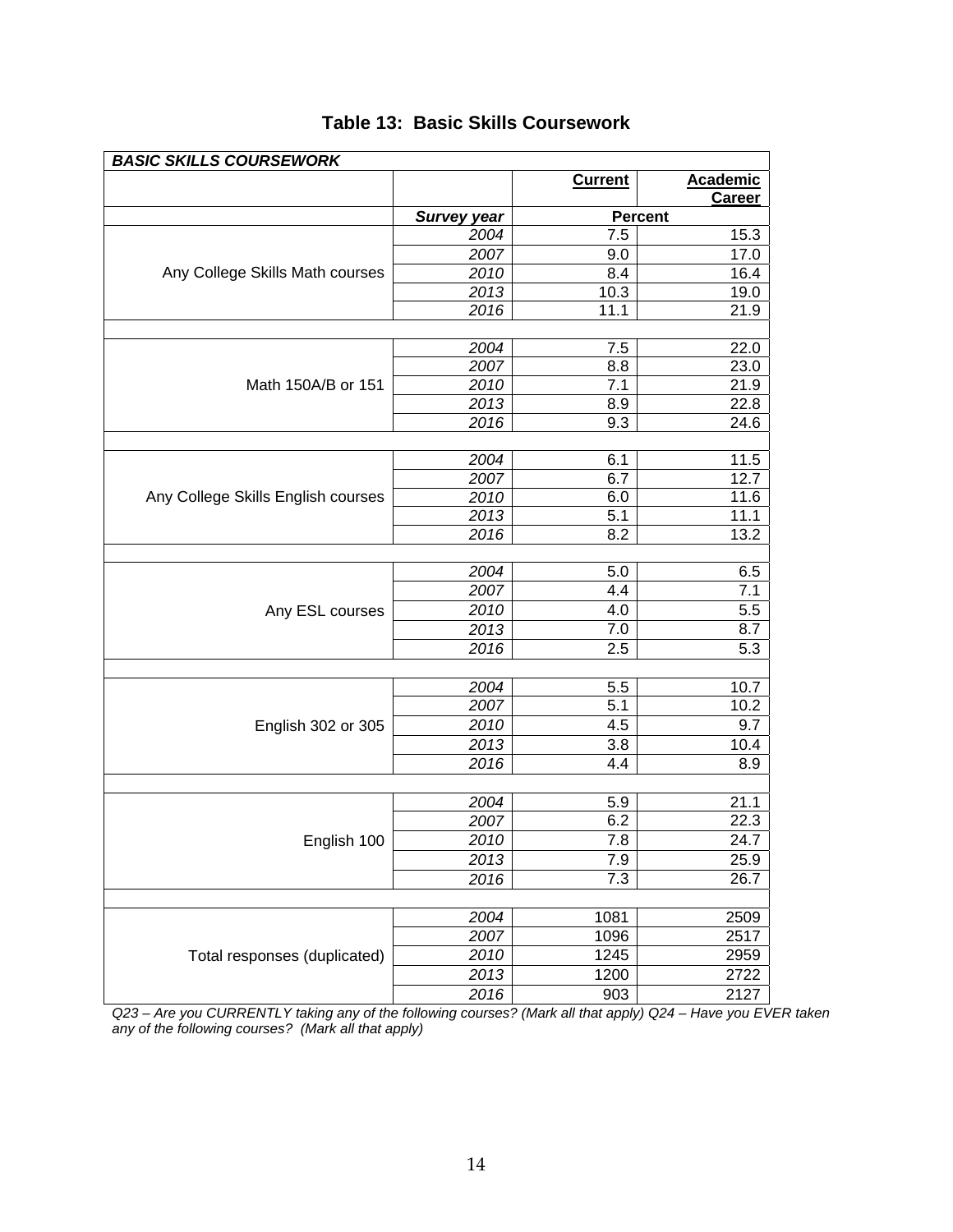## Table 13: Basic Skills Coursework

| BASIC SKILLS COURSEWORK | | | |
|---|---|---|---|
| | | **Current** | **Academic Career** |
| | ***Survey year*** | **Percent** | |
| Any College Skills Math courses | *2004* | 7.5 | 15.3 |
| | *2007* | 9.0 | 17.0 |
| | *2010* | 8.4 | 16.4 |
| | *2013* | 10.3 | 19.0 |
| | *2016* | 11.1 | 21.9 |
| Math 150A/B or 151 | *2004* | 7.5 | 22.0 |
| | *2007* | 8.8 | 23.0 |
| | *2010* | 7.1 | 21.9 |
| | *2013* | 8.9 | 22.8 |
| | *2016* | 9.3 | 24.6 |
| Any College Skills English courses | *2004* | 6.1 | 11.5 |
| | *2007* | 6.7 | 12.7 |
| | *2010* | 6.0 | 11.6 |
| | *2013* | 5.1 | 11.1 |
| | *2016* | 8.2 | 13.2 |
| Any ESL courses | *2004* | 5.0 | 6.5 |
| | *2007* | 4.4 | 7.1 |
| | *2010* | 4.0 | 5.5 |
| | *2013* | 7.0 | 8.7 |
| | *2016* | 2.5 | 5.3 |
| English 302 or 305 | *2004* | 5.5 | 10.7 |
| | *2007* | 5.1 | 10.2 |
| | *2010* | 4.5 | 9.7 |
| | *2013* | 3.8 | 10.4 |
| | *2016* | 4.4 | 8.9 |
| English 100 | *2004* | 5.9 | 21.1 |
| | *2007* | 6.2 | 22.3 |
| | *2010* | 7.8 | 24.7 |
| | *2013* | 7.9 | 25.9 |
| | *2016* | 7.3 | 26.7 |
| Total responses (duplicated) | *2004* | 1081 | 2509 |
| | *2007* | 1096 | 2517 |
| | *2010* | 1245 | 2959 |
| | *2013* | 1200 | 2722 |
| | *2016* | 903 | 2127 |

*Q23 – Are you CURRENTLY taking any of the following courses? (Mark all that apply) Q24 – Have you EVER taken any of the following courses? (Mark all that apply)*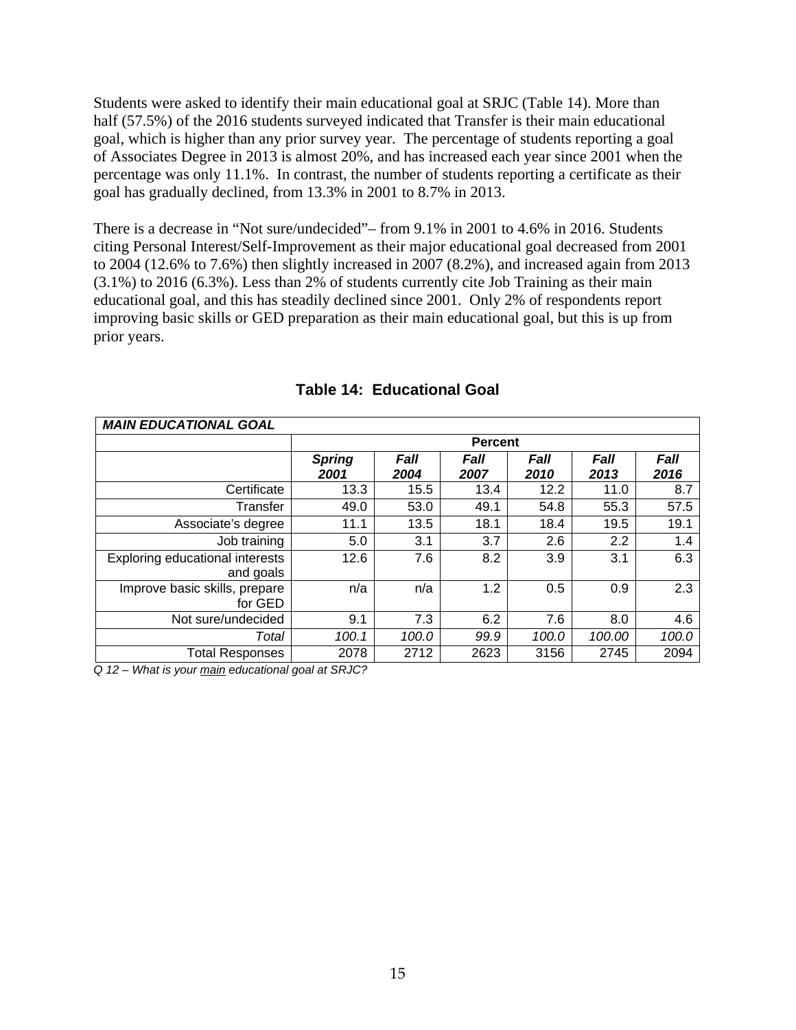Students were asked to identify their main educational goal at SRJC (Table 14). More than half (57.5%) of the 2016 students surveyed indicated that Transfer is their main educational goal, which is higher than any prior survey year. The percentage of students reporting a goal of Associates Degree in 2013 is almost 20%, and has increased each year since 2001 when the percentage was only 11.1%. In contrast, the number of students reporting a certificate as their goal has gradually declined, from 13.3% in 2001 to 8.7% in 2013.

There is a decrease in "Not sure/undecided"– from 9.1% in 2001 to 4.6% in 2016. Students citing Personal Interest/Self-Improvement as their major educational goal decreased from 2001 to 2004 (12.6% to 7.6%) then slightly increased in 2007 (8.2%), and increased again from 2013 (3.1%) to 2016 (6.3%). Less than 2% of students currently cite Job Training as their main educational goal, and this has steadily declined since 2001. Only 2% of respondents report improving basic skills or GED preparation as their main educational goal, but this is up from prior years.

## Table 14: Educational Goal

| ***MAIN EDUCATIONAL GOAL*** | | | | | | |
|---|---|---|---|---|---|---|
| | **Percent** | | | | | |
| | ***Spring 2001*** | ***Fall 2004*** | ***Fall 2007*** | ***Fall 2010*** | ***Fall 2013*** | ***Fall 2016*** |
| Certificate | 13.3 | 15.5 | 13.4 | 12.2 | 11.0 | 8.7 |
| Transfer | 49.0 | 53.0 | 49.1 | 54.8 | 55.3 | 57.5 |
| Associate's degree | 11.1 | 13.5 | 18.1 | 18.4 | 19.5 | 19.1 |
| Job training | 5.0 | 3.1 | 3.7 | 2.6 | 2.2 | 1.4 |
| Exploring educational interests and goals | 12.6 | 7.6 | 8.2 | 3.9 | 3.1 | 6.3 |
| Improve basic skills, prepare for GED | n/a | n/a | 1.2 | 0.5 | 0.9 | 2.3 |
| Not sure/undecided | 9.1 | 7.3 | 6.2 | 7.6 | 8.0 | 4.6 |
| *Total* | *100.1* | *100.0* | *99.9* | *100.0* | *100.00* | *100.0* |
| Total Responses | 2078 | 2712 | 2623 | 3156 | 2745 | 2094 |

*Q 12 – What is your main educational goal at SRJC?*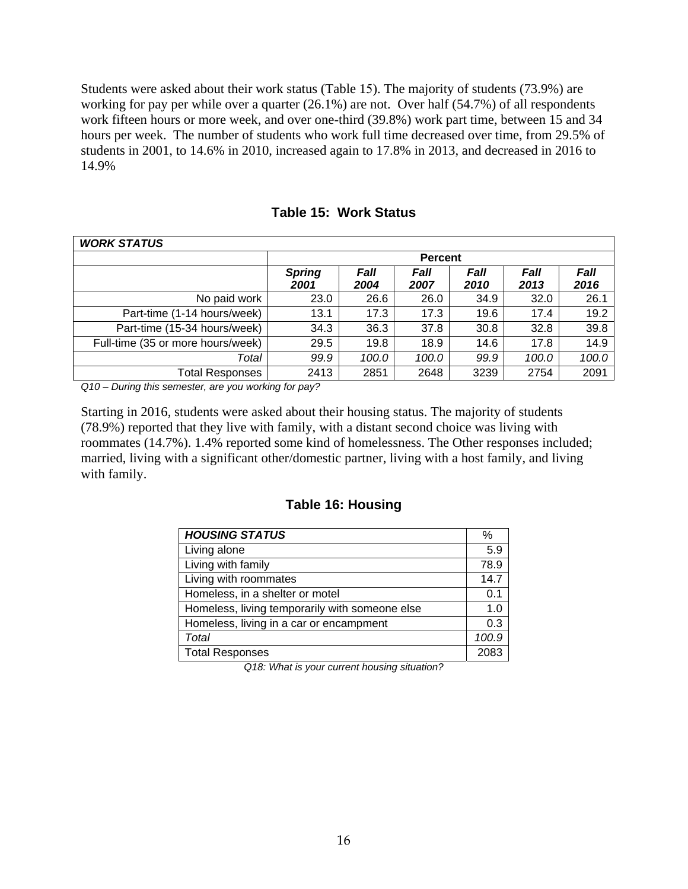Students were asked about their work status (Table 15). The majority of students (73.9%) are working for pay per while over a quarter (26.1%) are not. Over half (54.7%) of all respondents work fifteen hours or more week, and over one-third (39.8%) work part time, between 15 and 34 hours per week. The number of students who work full time decreased over time, from 29.5% of students in 2001, to 14.6% in 2010, increased again to 17.8% in 2013, and decreased in 2016 to 14.9%

### Table 15: Work Status

| ***WORK STATUS*** | | | | | | |
|---|---|---|---|---|---|---|
| | **Percent** | | | | | |
| | ***Spring 2001*** | ***Fall 2004*** | ***Fall 2007*** | ***Fall 2010*** | ***Fall 2013*** | ***Fall 2016*** |
| No paid work | 23.0 | 26.6 | 26.0 | 34.9 | 32.0 | 26.1 |
| Part-time (1-14 hours/week) | 13.1 | 17.3 | 17.3 | 19.6 | 17.4 | 19.2 |
| Part-time (15-34 hours/week) | 34.3 | 36.3 | 37.8 | 30.8 | 32.8 | 39.8 |
| Full-time (35 or more hours/week) | 29.5 | 19.8 | 18.9 | 14.6 | 17.8 | 14.9 |
| *Total* | *99.9* | *100.0* | *100.0* | *99.9* | *100.0* | *100.0* |
| Total Responses | 2413 | 2851 | 2648 | 3239 | 2754 | 2091 |

*Q10 – During this semester, are you working for pay?*

Starting in 2016, students were asked about their housing status. The majority of students (78.9%) reported that they live with family, with a distant second choice was living with roommates (14.7%). 1.4% reported some kind of homelessness. The Other responses included; married, living with a significant other/domestic partner, living with a host family, and living with family.

### Table 16: Housing

| ***HOUSING STATUS*** | % |
|---|---|
| Living alone | 5.9 |
| Living with family | 78.9 |
| Living with roommates | 14.7 |
| Homeless, in a shelter or motel | 0.1 |
| Homeless, living temporarily with someone else | 1.0 |
| Homeless, living in a car or encampment | 0.3 |
| *Total* | *100.9* |
| Total Responses | 2083 |

*Q18: What is your current housing situation?*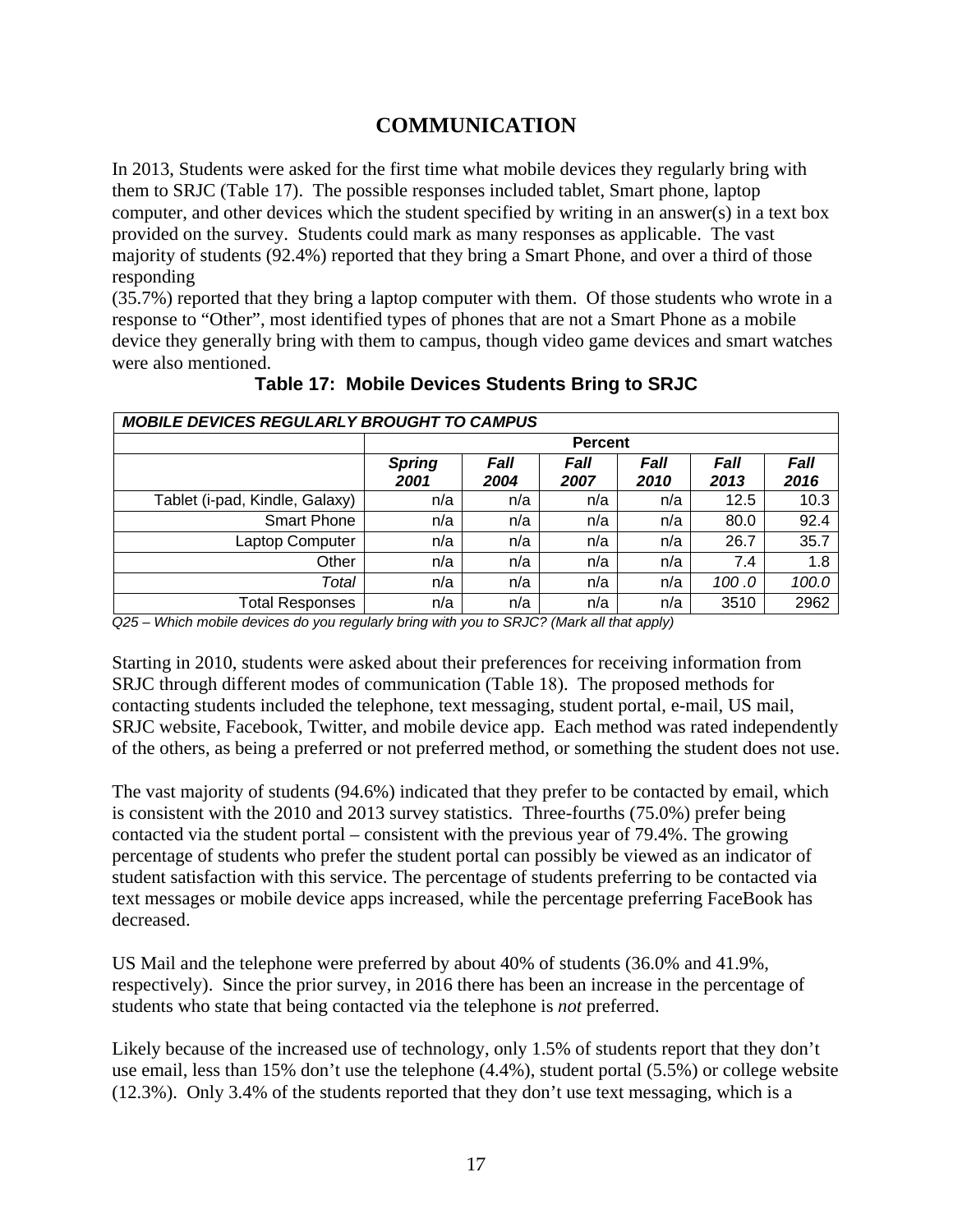# COMMUNICATION

In 2013, Students were asked for the first time what mobile devices they regularly bring with them to SRJC (Table 17). The possible responses included tablet, Smart phone, laptop computer, and other devices which the student specified by writing in an answer(s) in a text box provided on the survey. Students could mark as many responses as applicable. The vast majority of students (92.4%) reported that they bring a Smart Phone, and over a third of those responding
(35.7%) reported that they bring a laptop computer with them. Of those students who wrote in a response to "Other", most identified types of phones that are not a Smart Phone as a mobile device they generally bring with them to campus, though video game devices and smart watches were also mentioned.

### Table 17: Mobile Devices Students Bring to SRJC

| ***MOBILE DEVICES REGULARLY BROUGHT TO CAMPUS*** | | | | | | |
|---|---|---|---|---|---|---|
| | **Percent** | | | | | |
| | ***Spring 2001*** | ***Fall 2004*** | ***Fall 2007*** | ***Fall 2010*** | ***Fall 2013*** | ***Fall 2016*** |
| Tablet (i-pad, Kindle, Galaxy) | n/a | n/a | n/a | n/a | 12.5 | 10.3 |
| Smart Phone | n/a | n/a | n/a | n/a | 80.0 | 92.4 |
| Laptop Computer | n/a | n/a | n/a | n/a | 26.7 | 35.7 |
| Other | n/a | n/a | n/a | n/a | 7.4 | 1.8 |
| *Total* | n/a | n/a | n/a | n/a | *100 .0* | *100.0* |
| Total Responses | n/a | n/a | n/a | n/a | 3510 | 2962 |

*Q25 – Which mobile devices do you regularly bring with you to SRJC? (Mark all that apply)*

Starting in 2010, students were asked about their preferences for receiving information from SRJC through different modes of communication (Table 18). The proposed methods for contacting students included the telephone, text messaging, student portal, e-mail, US mail, SRJC website, Facebook, Twitter, and mobile device app. Each method was rated independently of the others, as being a preferred or not preferred method, or something the student does not use.

The vast majority of students (94.6%) indicated that they prefer to be contacted by email, which is consistent with the 2010 and 2013 survey statistics. Three-fourths (75.0%) prefer being contacted via the student portal – consistent with the previous year of 79.4%. The growing percentage of students who prefer the student portal can possibly be viewed as an indicator of student satisfaction with this service. The percentage of students preferring to be contacted via text messages or mobile device apps increased, while the percentage preferring FaceBook has decreased.

US Mail and the telephone were preferred by about 40% of students (36.0% and 41.9%, respectively). Since the prior survey, in 2016 there has been an increase in the percentage of students who state that being contacted via the telephone is *not* preferred.

Likely because of the increased use of technology, only 1.5% of students report that they don't use email, less than 15% don't use the telephone (4.4%), student portal (5.5%) or college website (12.3%). Only 3.4% of the students reported that they don't use text messaging, which is a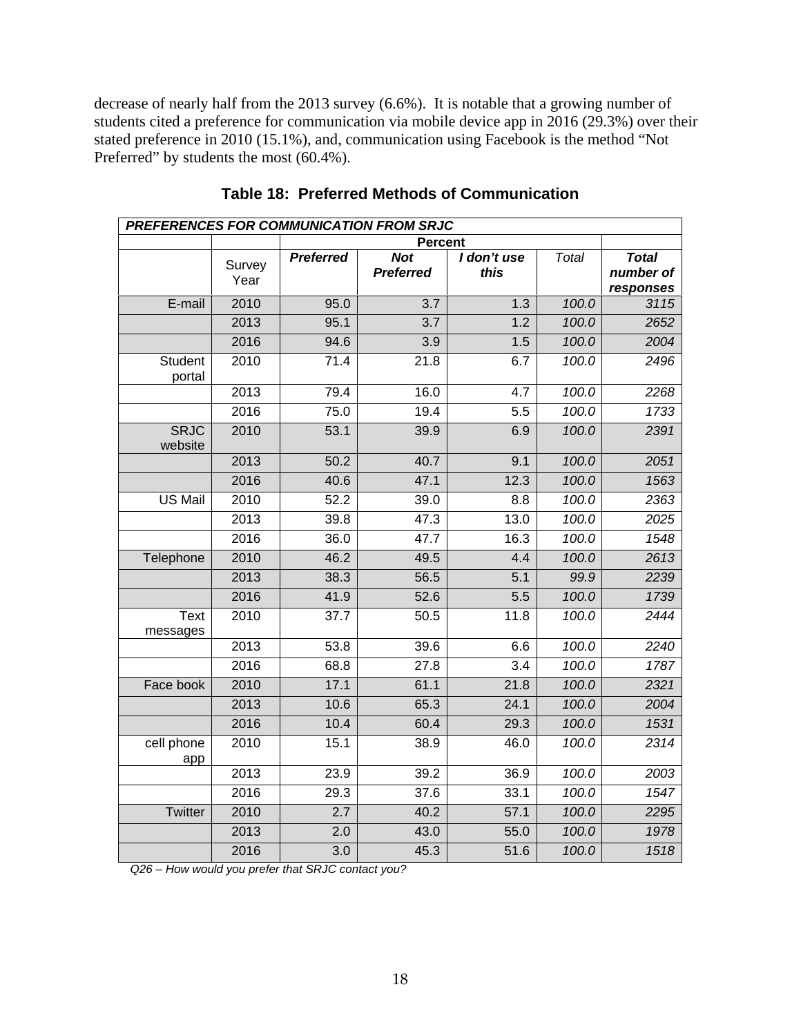decrease of nearly half from the 2013 survey (6.6%). It is notable that a growing number of students cited a preference for communication via mobile device app in 2016 (29.3%) over their stated preference in 2010 (15.1%), and, communication using Facebook is the method "Not Preferred" by students the most (60.4%).

**Table 18: Preferred Methods of Communication**

| *PREFERENCES FOR COMMUNICATION FROM SRJC* | | | | | | |
|---|---|---|---|---|---|---|
| | | **Percent** | | | | |
| | Survey Year | ***Preferred*** | ***Not Preferred*** | ***I don't use this*** | *Total* | ***Total number of responses*** |
| E-mail | 2010 | 95.0 | 3.7 | 1.3 | *100.0* | *3115* |
| | 2013 | 95.1 | 3.7 | 1.2 | *100.0* | *2652* |
| | 2016 | 94.6 | 3.9 | 1.5 | *100.0* | *2004* |
| Student portal | 2010 | 71.4 | 21.8 | 6.7 | *100.0* | *2496* |
| | 2013 | 79.4 | 16.0 | 4.7 | *100.0* | *2268* |
| | 2016 | 75.0 | 19.4 | 5.5 | *100.0* | *1733* |
| SRJC website | 2010 | 53.1 | 39.9 | 6.9 | *100.0* | *2391* |
| | 2013 | 50.2 | 40.7 | 9.1 | *100.0* | *2051* |
| | 2016 | 40.6 | 47.1 | 12.3 | *100.0* | *1563* |
| US Mail | 2010 | 52.2 | 39.0 | 8.8 | *100.0* | *2363* |
| | 2013 | 39.8 | 47.3 | 13.0 | *100.0* | *2025* |
| | 2016 | 36.0 | 47.7 | 16.3 | *100.0* | *1548* |
| Telephone | 2010 | 46.2 | 49.5 | 4.4 | *100.0* | *2613* |
| | 2013 | 38.3 | 56.5 | 5.1 | *99.9* | *2239* |
| | 2016 | 41.9 | 52.6 | 5.5 | *100.0* | *1739* |
| Text messages | 2010 | 37.7 | 50.5 | 11.8 | *100.0* | *2444* |
| | 2013 | 53.8 | 39.6 | 6.6 | *100.0* | *2240* |
| | 2016 | 68.8 | 27.8 | 3.4 | *100.0* | *1787* |
| Face book | 2010 | 17.1 | 61.1 | 21.8 | *100.0* | *2321* |
| | 2013 | 10.6 | 65.3 | 24.1 | *100.0* | *2004* |
| | 2016 | 10.4 | 60.4 | 29.3 | *100.0* | *1531* |
| cell phone app | 2010 | 15.1 | 38.9 | 46.0 | *100.0* | *2314* |
| | 2013 | 23.9 | 39.2 | 36.9 | *100.0* | *2003* |
| | 2016 | 29.3 | 37.6 | 33.1 | *100.0* | *1547* |
| Twitter | 2010 | 2.7 | 40.2 | 57.1 | *100.0* | *2295* |
| | 2013 | 2.0 | 43.0 | 55.0 | *100.0* | *1978* |
| | 2016 | 3.0 | 45.3 | 51.6 | *100.0* | *1518* |

*Q26 – How would you prefer that SRJC contact you?*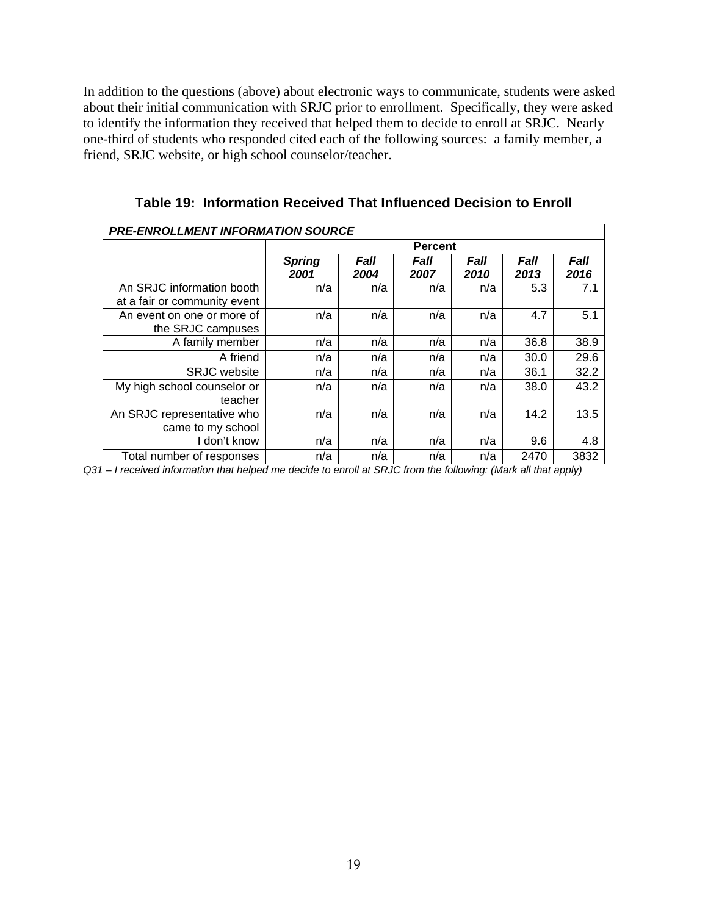In addition to the questions (above) about electronic ways to communicate, students were asked about their initial communication with SRJC prior to enrollment. Specifically, they were asked to identify the information they received that helped them to decide to enroll at SRJC. Nearly one-third of students who responded cited each of the following sources: a family member, a friend, SRJC website, or high school counselor/teacher.

**Table 19: Information Received That Influenced Decision to Enroll**

| ***PRE-ENROLLMENT INFORMATION SOURCE*** | | | | | | |
|---|---|---|---|---|---|---|
| | **Percent** | | | | | |
| | ***Spring 2001*** | ***Fall 2004*** | ***Fall 2007*** | ***Fall 2010*** | ***Fall 2013*** | ***Fall 2016*** |
| An SRJC information booth at a fair or community event | n/a | n/a | n/a | n/a | 5.3 | 7.1 |
| An event on one or more of the SRJC campuses | n/a | n/a | n/a | n/a | 4.7 | 5.1 |
| A family member | n/a | n/a | n/a | n/a | 36.8 | 38.9 |
| A friend | n/a | n/a | n/a | n/a | 30.0 | 29.6 |
| SRJC website | n/a | n/a | n/a | n/a | 36.1 | 32.2 |
| My high school counselor or teacher | n/a | n/a | n/a | n/a | 38.0 | 43.2 |
| An SRJC representative who came to my school | n/a | n/a | n/a | n/a | 14.2 | 13.5 |
| I don't know | n/a | n/a | n/a | n/a | 9.6 | 4.8 |
| Total number of responses | n/a | n/a | n/a | n/a | 2470 | 3832 |

*Q31 – I received information that helped me decide to enroll at SRJC from the following: (Mark all that apply)*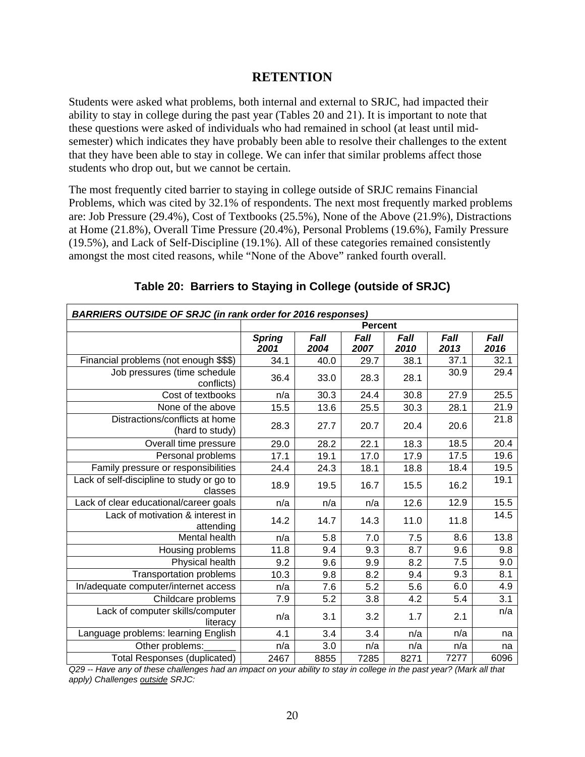# RETENTION

Students were asked what problems, both internal and external to SRJC, had impacted their ability to stay in college during the past year (Tables 20 and 21). It is important to note that these questions were asked of individuals who had remained in school (at least until mid-semester) which indicates they have probably been able to resolve their challenges to the extent that they have been able to stay in college. We can infer that similar problems affect those students who drop out, but we cannot be certain.

The most frequently cited barrier to staying in college outside of SRJC remains Financial Problems, which was cited by 32.1% of respondents. The next most frequently marked problems are: Job Pressure (29.4%), Cost of Textbooks (25.5%), None of the Above (21.9%), Distractions at Home (21.8%), Overall Time Pressure (20.4%), Personal Problems (19.6%), Family Pressure (19.5%), and Lack of Self-Discipline (19.1%). All of these categories remained consistently amongst the most cited reasons, while "None of the Above" ranked fourth overall.

## Table 20: Barriers to Staying in College (outside of SRJC)

| *BARRIERS OUTSIDE OF SRJC (in rank order for 2016 responses)* | | | | | | |
|---|---|---|---|---|---|---|
| | **Percent** | | | | | |
| | ***Spring 2001*** | ***Fall 2004*** | ***Fall 2007*** | ***Fall 2010*** | ***Fall 2013*** | ***Fall 2016*** |
| Financial problems (not enough $$$) | 34.1 | 40.0 | 29.7 | 38.1 | 37.1 | 32.1 |
| Job pressures (time schedule conflicts) | 36.4 | 33.0 | 28.3 | 28.1 | 30.9 | 29.4 |
| Cost of textbooks | n/a | 30.3 | 24.4 | 30.8 | 27.9 | 25.5 |
| None of the above | 15.5 | 13.6 | 25.5 | 30.3 | 28.1 | 21.9 |
| Distractions/conflicts at home (hard to study) | 28.3 | 27.7 | 20.7 | 20.4 | 20.6 | 21.8 |
| Overall time pressure | 29.0 | 28.2 | 22.1 | 18.3 | 18.5 | 20.4 |
| Personal problems | 17.1 | 19.1 | 17.0 | 17.9 | 17.5 | 19.6 |
| Family pressure or responsibilities | 24.4 | 24.3 | 18.1 | 18.8 | 18.4 | 19.5 |
| Lack of self-discipline to study or go to classes | 18.9 | 19.5 | 16.7 | 15.5 | 16.2 | 19.1 |
| Lack of clear educational/career goals | n/a | n/a | n/a | 12.6 | 12.9 | 15.5 |
| Lack of motivation & interest in attending | 14.2 | 14.7 | 14.3 | 11.0 | 11.8 | 14.5 |
| Mental health | n/a | 5.8 | 7.0 | 7.5 | 8.6 | 13.8 |
| Housing problems | 11.8 | 9.4 | 9.3 | 8.7 | 9.6 | 9.8 |
| Physical health | 9.2 | 9.6 | 9.9 | 8.2 | 7.5 | 9.0 |
| Transportation problems | 10.3 | 9.8 | 8.2 | 9.4 | 9.3 | 8.1 |
| In/adequate computer/internet access | n/a | 7.6 | 5.2 | 5.6 | 6.0 | 4.9 |
| Childcare problems | 7.9 | 5.2 | 3.8 | 4.2 | 5.4 | 3.1 |
| Lack of computer skills/computer literacy | n/a | 3.1 | 3.2 | 1.7 | 2.1 | n/a |
| Language problems: learning English | 4.1 | 3.4 | 3.4 | n/a | n/a | na |
| Other problems:______ | n/a | 3.0 | n/a | n/a | n/a | na |
| Total Responses (duplicated) | 2467 | 8855 | 7285 | 8271 | 7277 | 6096 |

*Q29 -- Have any of these challenges had an impact on your ability to stay in college in the past year? (Mark all that apply) Challenges outside SRJC:*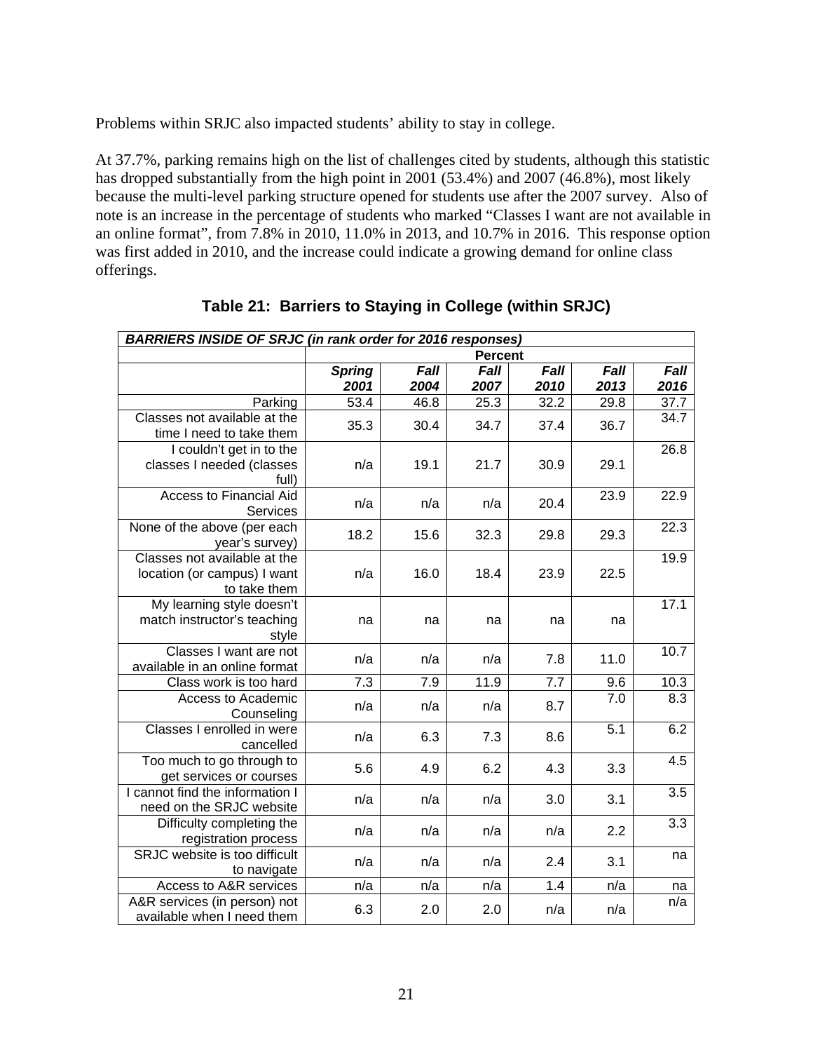Problems within SRJC also impacted students' ability to stay in college.

At 37.7%, parking remains high on the list of challenges cited by students, although this statistic has dropped substantially from the high point in 2001 (53.4%) and 2007 (46.8%), most likely because the multi-level parking structure opened for students use after the 2007 survey. Also of note is an increase in the percentage of students who marked "Classes I want are not available in an online format", from 7.8% in 2010, 11.0% in 2013, and 10.7% in 2016. This response option was first added in 2010, and the increase could indicate a growing demand for online class offerings.

**Table 21: Barriers to Staying in College (within SRJC)**

| ***BARRIERS INSIDE OF SRJC (in rank order for 2016 responses)*** | | | | | | |
|---|---|---|---|---|---|---|
| | **Percent** | | | | | |
| | ***Spring 2001*** | ***Fall 2004*** | ***Fall 2007*** | ***Fall 2010*** | ***Fall 2013*** | ***Fall 2016*** |
| Parking | 53.4 | 46.8 | 25.3 | 32.2 | 29.8 | 37.7 |
| Classes not available at the time I need to take them | 35.3 | 30.4 | 34.7 | 37.4 | 36.7 | 34.7 |
| I couldn't get in to the classes I needed (classes full) | n/a | 19.1 | 21.7 | 30.9 | 29.1 | 26.8 |
| Access to Financial Aid Services | n/a | n/a | n/a | 20.4 | 23.9 | 22.9 |
| None of the above (per each year's survey) | 18.2 | 15.6 | 32.3 | 29.8 | 29.3 | 22.3 |
| Classes not available at the location (or campus) I want to take them | n/a | 16.0 | 18.4 | 23.9 | 22.5 | 19.9 |
| My learning style doesn't match instructor's teaching style | na | na | na | na | na | 17.1 |
| Classes I want are not available in an online format | n/a | n/a | n/a | 7.8 | 11.0 | 10.7 |
| Class work is too hard | 7.3 | 7.9 | 11.9 | 7.7 | 9.6 | 10.3 |
| Access to Academic Counseling | n/a | n/a | n/a | 8.7 | 7.0 | 8.3 |
| Classes I enrolled in were cancelled | n/a | 6.3 | 7.3 | 8.6 | 5.1 | 6.2 |
| Too much to go through to get services or courses | 5.6 | 4.9 | 6.2 | 4.3 | 3.3 | 4.5 |
| I cannot find the information I need on the SRJC website | n/a | n/a | n/a | 3.0 | 3.1 | 3.5 |
| Difficulty completing the registration process | n/a | n/a | n/a | n/a | 2.2 | 3.3 |
| SRJC website is too difficult to navigate | n/a | n/a | n/a | 2.4 | 3.1 | na |
| Access to A&R services | n/a | n/a | n/a | 1.4 | n/a | na |
| A&R services (in person) not available when I need them | 6.3 | 2.0 | 2.0 | n/a | n/a | n/a |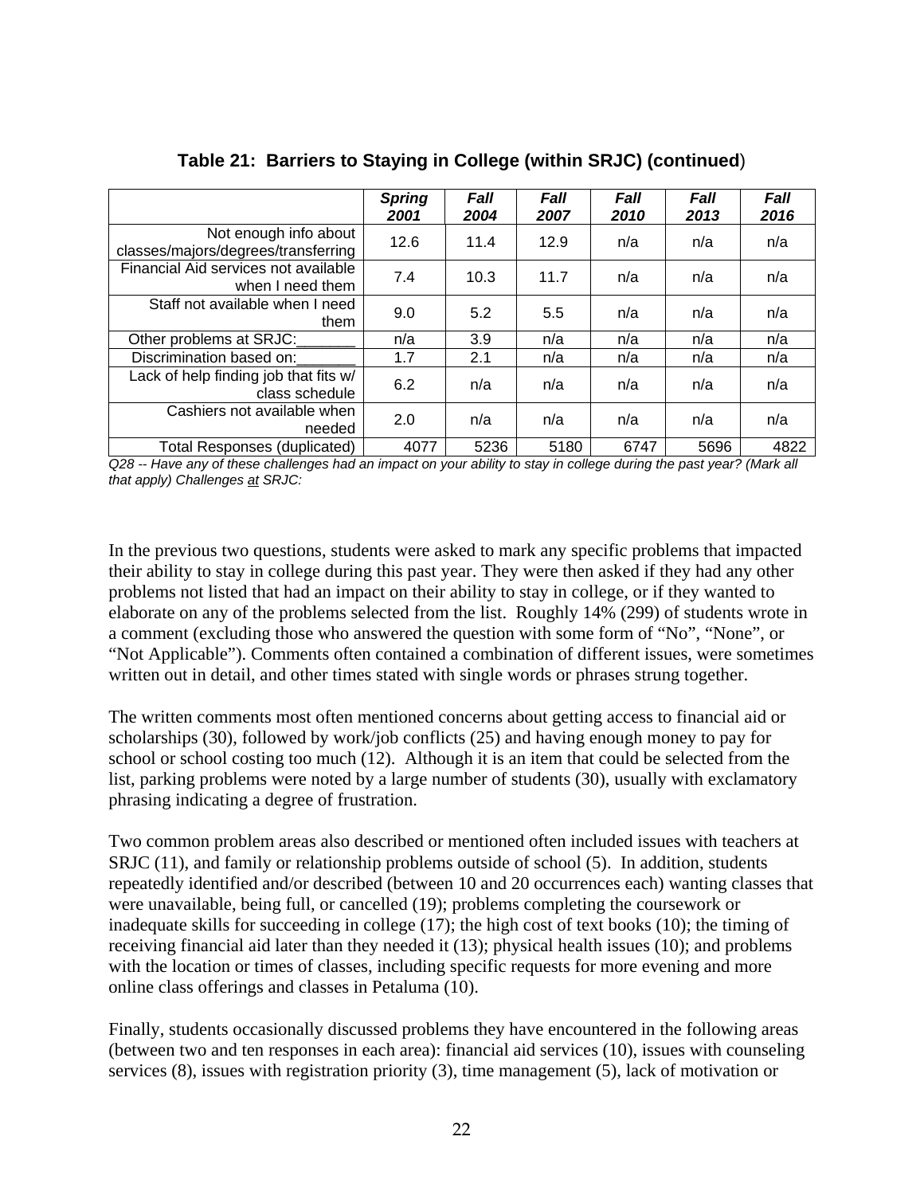**Table 21: Barriers to Staying in College (within SRJC) (continued)**

| | ***Spring 2001*** | ***Fall 2004*** | ***Fall 2007*** | ***Fall 2010*** | ***Fall 2013*** | ***Fall 2016*** |
|---|---|---|---|---|---|---|
| Not enough info about classes/majors/degrees/transferring | 12.6 | 11.4 | 12.9 | n/a | n/a | n/a |
| Financial Aid services not available when I need them | 7.4 | 10.3 | 11.7 | n/a | n/a | n/a |
| Staff not available when I need them | 9.0 | 5.2 | 5.5 | n/a | n/a | n/a |
| Other problems at SRJC:_______ | n/a | 3.9 | n/a | n/a | n/a | n/a |
| Discrimination based on:_______ | 1.7 | 2.1 | n/a | n/a | n/a | n/a |
| Lack of help finding job that fits w/ class schedule | 6.2 | n/a | n/a | n/a | n/a | n/a |
| Cashiers not available when needed | 2.0 | n/a | n/a | n/a | n/a | n/a |
| Total Responses (duplicated) | 4077 | 5236 | 5180 | 6747 | 5696 | 4822 |

*Q28 -- Have any of these challenges had an impact on your ability to stay in college during the past year? (Mark all that apply) Challenges at SRJC:*

In the previous two questions, students were asked to mark any specific problems that impacted their ability to stay in college during this past year. They were then asked if they had any other problems not listed that had an impact on their ability to stay in college, or if they wanted to elaborate on any of the problems selected from the list. Roughly 14% (299) of students wrote in a comment (excluding those who answered the question with some form of "No", "None", or "Not Applicable"). Comments often contained a combination of different issues, were sometimes written out in detail, and other times stated with single words or phrases strung together.

The written comments most often mentioned concerns about getting access to financial aid or scholarships (30), followed by work/job conflicts (25) and having enough money to pay for school or school costing too much (12). Although it is an item that could be selected from the list, parking problems were noted by a large number of students (30), usually with exclamatory phrasing indicating a degree of frustration.

Two common problem areas also described or mentioned often included issues with teachers at SRJC (11), and family or relationship problems outside of school (5). In addition, students repeatedly identified and/or described (between 10 and 20 occurrences each) wanting classes that were unavailable, being full, or cancelled (19); problems completing the coursework or inadequate skills for succeeding in college (17); the high cost of text books (10); the timing of receiving financial aid later than they needed it (13); physical health issues (10); and problems with the location or times of classes, including specific requests for more evening and more online class offerings and classes in Petaluma (10).

Finally, students occasionally discussed problems they have encountered in the following areas (between two and ten responses in each area): financial aid services (10), issues with counseling services (8), issues with registration priority (3), time management (5), lack of motivation or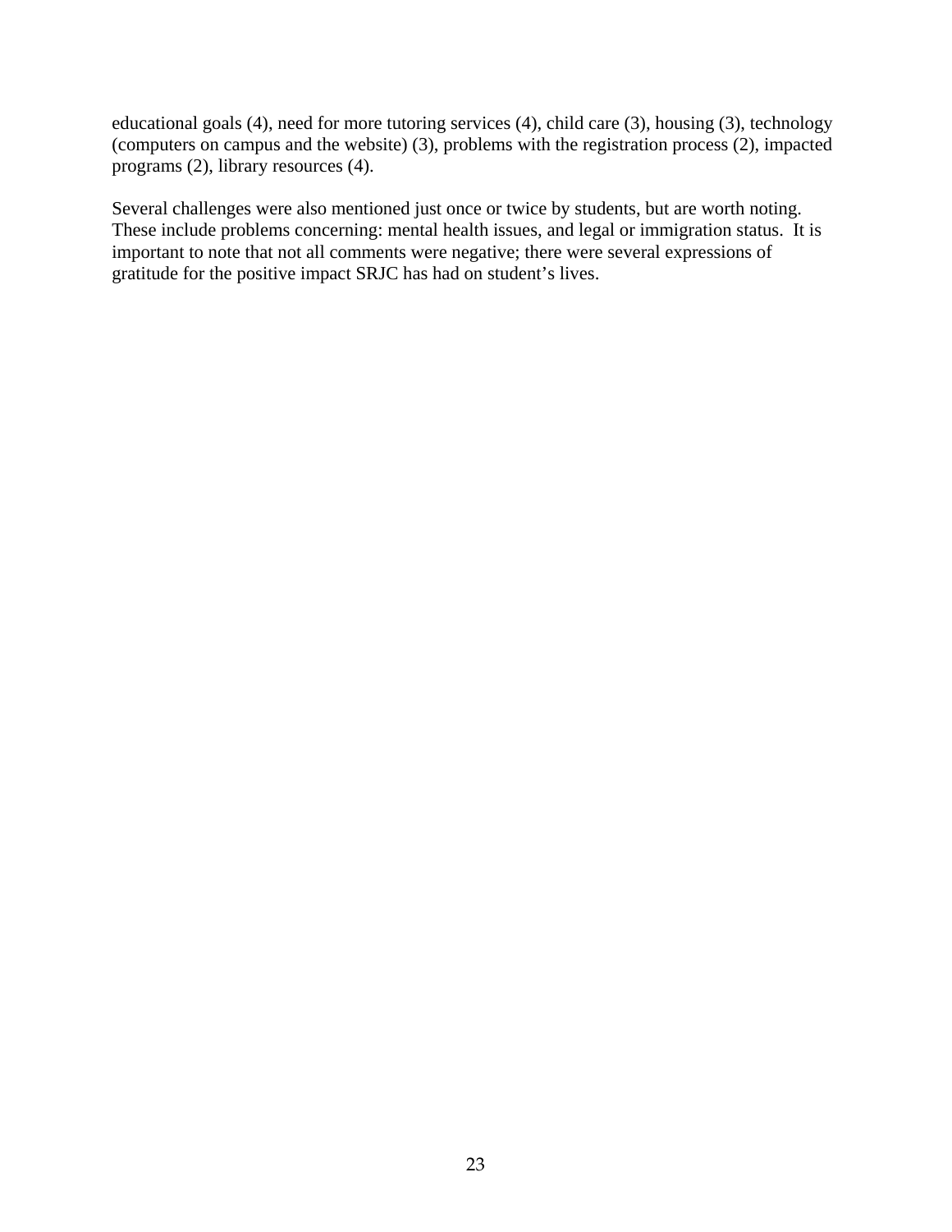educational goals (4), need for more tutoring services (4), child care (3), housing (3), technology (computers on campus and the website) (3), problems with the registration process (2), impacted programs (2), library resources (4).

Several challenges were also mentioned just once or twice by students, but are worth noting. These include problems concerning: mental health issues, and legal or immigration status. It is important to note that not all comments were negative; there were several expressions of gratitude for the positive impact SRJC has had on student's lives.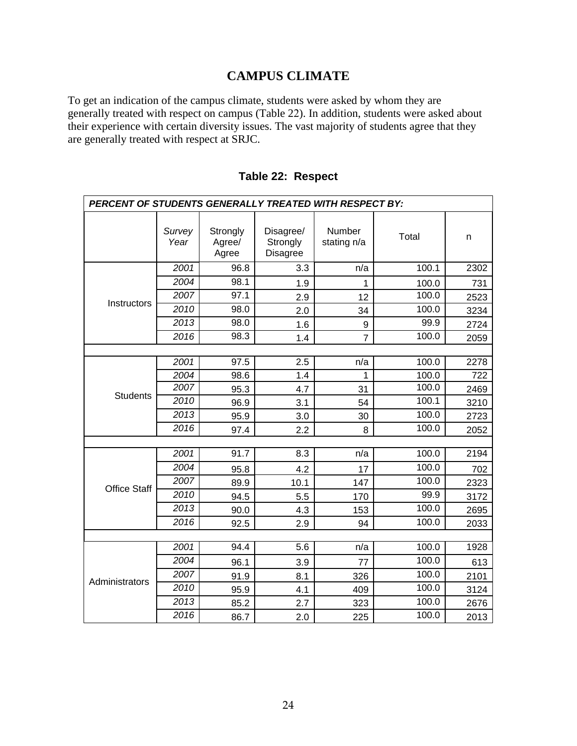# CAMPUS CLIMATE

To get an indication of the campus climate, students were asked by whom they are generally treated with respect on campus (Table 22). In addition, students were asked about their experience with certain diversity issues. The vast majority of students agree that they are generally treated with respect at SRJC.

## Table 22: Respect

| PERCENT OF STUDENTS GENERALLY TREATED WITH RESPECT BY: | | | | | | |
|---|---|---|---|---|---|---|
| | *Survey Year* | Strongly Agree/ Agree | Disagree/ Strongly Disagree | Number stating n/a | Total | n |
| Instructors | *2001* | 96.8 | 3.3 | n/a | 100.1 | 2302 |
| | *2004* | 98.1 | 1.9 | 1 | 100.0 | 731 |
| | *2007* | 97.1 | 2.9 | 12 | 100.0 | 2523 |
| | *2010* | 98.0 | 2.0 | 34 | 100.0 | 3234 |
| | *2013* | 98.0 | 1.6 | 9 | 99.9 | 2724 |
| | *2016* | 98.3 | 1.4 | 7 | 100.0 | 2059 |
| | | | | | | |
| Students | *2001* | 97.5 | 2.5 | n/a | 100.0 | 2278 |
| | *2004* | 98.6 | 1.4 | 1 | 100.0 | 722 |
| | *2007* | 95.3 | 4.7 | 31 | 100.0 | 2469 |
| | *2010* | 96.9 | 3.1 | 54 | 100.1 | 3210 |
| | *2013* | 95.9 | 3.0 | 30 | 100.0 | 2723 |
| | *2016* | 97.4 | 2.2 | 8 | 100.0 | 2052 |
| | | | | | | |
| Office Staff | *2001* | 91.7 | 8.3 | n/a | 100.0 | 2194 |
| | *2004* | 95.8 | 4.2 | 17 | 100.0 | 702 |
| | *2007* | 89.9 | 10.1 | 147 | 100.0 | 2323 |
| | *2010* | 94.5 | 5.5 | 170 | 99.9 | 3172 |
| | *2013* | 90.0 | 4.3 | 153 | 100.0 | 2695 |
| | *2016* | 92.5 | 2.9 | 94 | 100.0 | 2033 |
| | | | | | | |
| Administrators | *2001* | 94.4 | 5.6 | n/a | 100.0 | 1928 |
| | *2004* | 96.1 | 3.9 | 77 | 100.0 | 613 |
| | *2007* | 91.9 | 8.1 | 326 | 100.0 | 2101 |
| | *2010* | 95.9 | 4.1 | 409 | 100.0 | 3124 |
| | *2013* | 85.2 | 2.7 | 323 | 100.0 | 2676 |
| | *2016* | 86.7 | 2.0 | 225 | 100.0 | 2013 |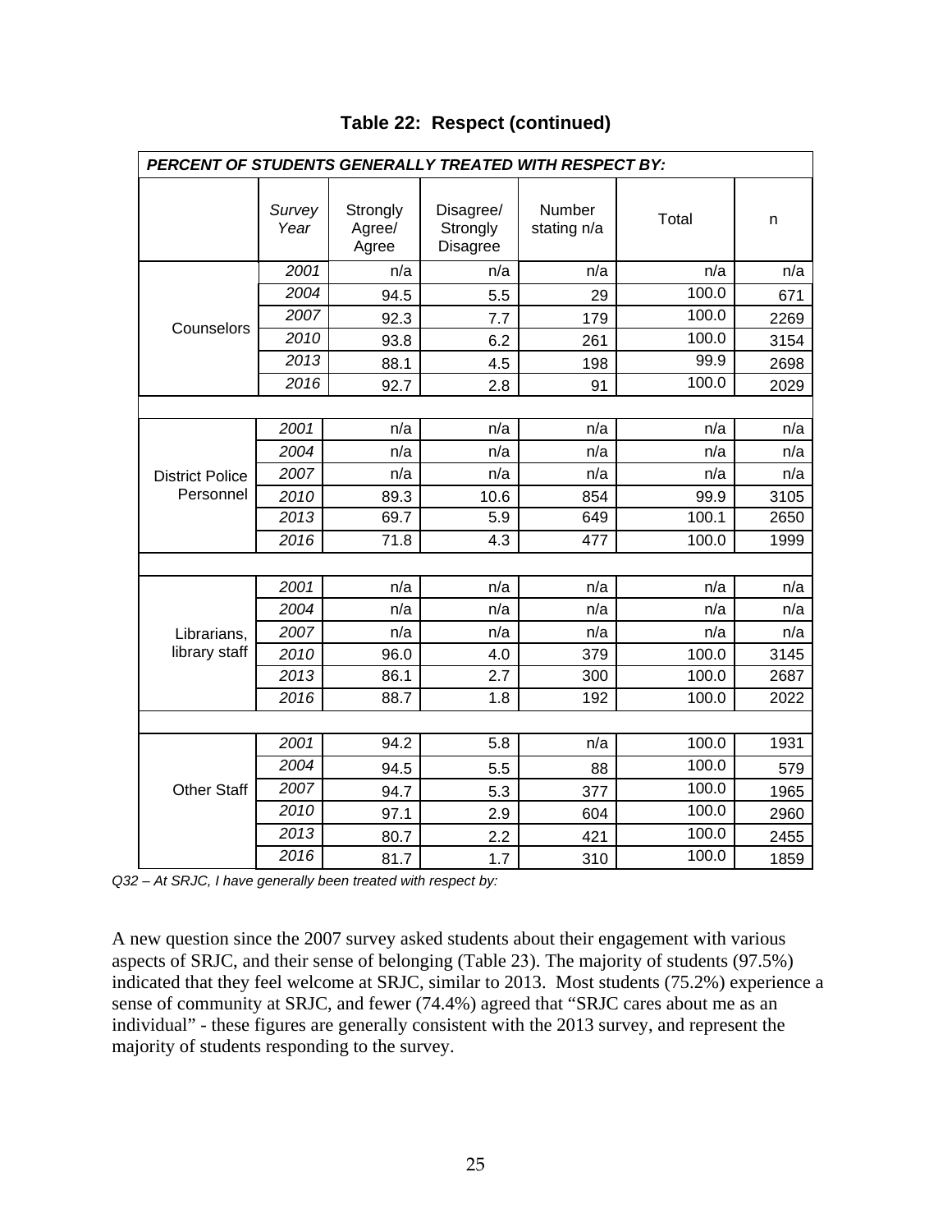**Table 22: Respect (continued)**

| PERCENT OF STUDENTS GENERALLY TREATED WITH RESPECT BY: | | | | | | |
|---|---|---|---|---|---|---|
| | *Survey Year* | Strongly Agree/ Agree | Disagree/ Strongly Disagree | Number stating n/a | Total | n |
| Counselors | *2001* | n/a | n/a | n/a | n/a | n/a |
| | *2004* | 94.5 | 5.5 | 29 | 100.0 | 671 |
| | *2007* | 92.3 | 7.7 | 179 | 100.0 | 2269 |
| | *2010* | 93.8 | 6.2 | 261 | 100.0 | 3154 |
| | *2013* | 88.1 | 4.5 | 198 | 99.9 | 2698 |
| | *2016* | 92.7 | 2.8 | 91 | 100.0 | 2029 |
| | | | | | | |
| District Police Personnel | *2001* | n/a | n/a | n/a | n/a | n/a |
| | *2004* | n/a | n/a | n/a | n/a | n/a |
| | *2007* | n/a | n/a | n/a | n/a | n/a |
| | *2010* | 89.3 | 10.6 | 854 | 99.9 | 3105 |
| | *2013* | 69.7 | 5.9 | 649 | 100.1 | 2650 |
| | *2016* | 71.8 | 4.3 | 477 | 100.0 | 1999 |
| | | | | | | |
| Librarians, library staff | *2001* | n/a | n/a | n/a | n/a | n/a |
| | *2004* | n/a | n/a | n/a | n/a | n/a |
| | *2007* | n/a | n/a | n/a | n/a | n/a |
| | *2010* | 96.0 | 4.0 | 379 | 100.0 | 3145 |
| | *2013* | 86.1 | 2.7 | 300 | 100.0 | 2687 |
| | *2016* | 88.7 | 1.8 | 192 | 100.0 | 2022 |
| | | | | | | |
| Other Staff | *2001* | 94.2 | 5.8 | n/a | 100.0 | 1931 |
| | *2004* | 94.5 | 5.5 | 88 | 100.0 | 579 |
| | *2007* | 94.7 | 5.3 | 377 | 100.0 | 1965 |
| | *2010* | 97.1 | 2.9 | 604 | 100.0 | 2960 |
| | *2013* | 80.7 | 2.2 | 421 | 100.0 | 2455 |
| | *2016* | 81.7 | 1.7 | 310 | 100.0 | 1859 |

*Q32 – At SRJC, I have generally been treated with respect by:*

A new question since the 2007 survey asked students about their engagement with various aspects of SRJC, and their sense of belonging (Table 23). The majority of students (97.5%) indicated that they feel welcome at SRJC, similar to 2013. Most students (75.2%) experience a sense of community at SRJC, and fewer (74.4%) agreed that "SRJC cares about me as an individual" - these figures are generally consistent with the 2013 survey, and represent the majority of students responding to the survey.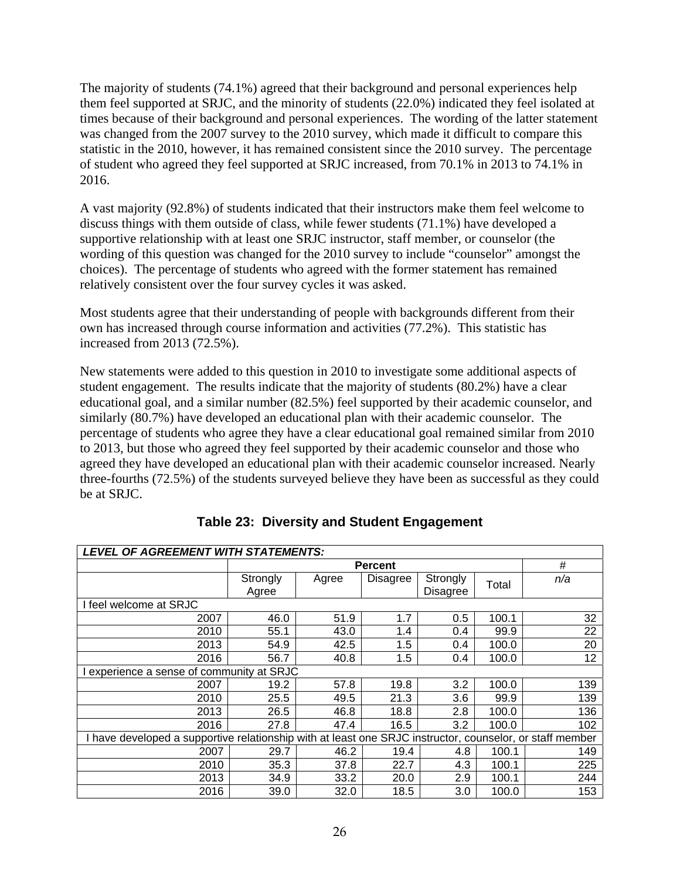The majority of students (74.1%) agreed that their background and personal experiences help them feel supported at SRJC, and the minority of students (22.0%) indicated they feel isolated at times because of their background and personal experiences. The wording of the latter statement was changed from the 2007 survey to the 2010 survey, which made it difficult to compare this statistic in the 2010, however, it has remained consistent since the 2010 survey. The percentage of student who agreed they feel supported at SRJC increased, from 70.1% in 2013 to 74.1% in 2016.

A vast majority (92.8%) of students indicated that their instructors make them feel welcome to discuss things with them outside of class, while fewer students (71.1%) have developed a supportive relationship with at least one SRJC instructor, staff member, or counselor (the wording of this question was changed for the 2010 survey to include "counselor" amongst the choices). The percentage of students who agreed with the former statement has remained relatively consistent over the four survey cycles it was asked.

Most students agree that their understanding of people with backgrounds different from their own has increased through course information and activities (77.2%). This statistic has increased from 2013 (72.5%).

New statements were added to this question in 2010 to investigate some additional aspects of student engagement. The results indicate that the majority of students (80.2%) have a clear educational goal, and a similar number (82.5%) feel supported by their academic counselor, and similarly (80.7%) have developed an educational plan with their academic counselor. The percentage of students who agree they have a clear educational goal remained similar from 2010 to 2013, but those who agreed they feel supported by their academic counselor and those who agreed they have developed an educational plan with their academic counselor increased. Nearly three-fourths (72.5%) of the students surveyed believe they have been as successful as they could be at SRJC.

## Table 23: Diversity and Student Engagement

| ***LEVEL OF AGREEMENT WITH STATEMENTS:*** | | | | | | |
|---|---|---|---|---|---|---|
| | **Percent** | | | | | # |
| | Strongly Agree | Agree | Disagree | Strongly Disagree | Total | *n/a* |
| I feel welcome at SRJC | | | | | | |
| 2007 | 46.0 | 51.9 | 1.7 | 0.5 | 100.1 | 32 |
| 2010 | 55.1 | 43.0 | 1.4 | 0.4 | 99.9 | 22 |
| 2013 | 54.9 | 42.5 | 1.5 | 0.4 | 100.0 | 20 |
| 2016 | 56.7 | 40.8 | 1.5 | 0.4 | 100.0 | 12 |
| I experience a sense of community at SRJC | | | | | | |
| 2007 | 19.2 | 57.8 | 19.8 | 3.2 | 100.0 | 139 |
| 2010 | 25.5 | 49.5 | 21.3 | 3.6 | 99.9 | 139 |
| 2013 | 26.5 | 46.8 | 18.8 | 2.8 | 100.0 | 136 |
| 2016 | 27.8 | 47.4 | 16.5 | 3.2 | 100.0 | 102 |
| I have developed a supportive relationship with at least one SRJC instructor, counselor, or staff member | | | | | | |
| 2007 | 29.7 | 46.2 | 19.4 | 4.8 | 100.1 | 149 |
| 2010 | 35.3 | 37.8 | 22.7 | 4.3 | 100.1 | 225 |
| 2013 | 34.9 | 33.2 | 20.0 | 2.9 | 100.1 | 244 |
| 2016 | 39.0 | 32.0 | 18.5 | 3.0 | 100.0 | 153 |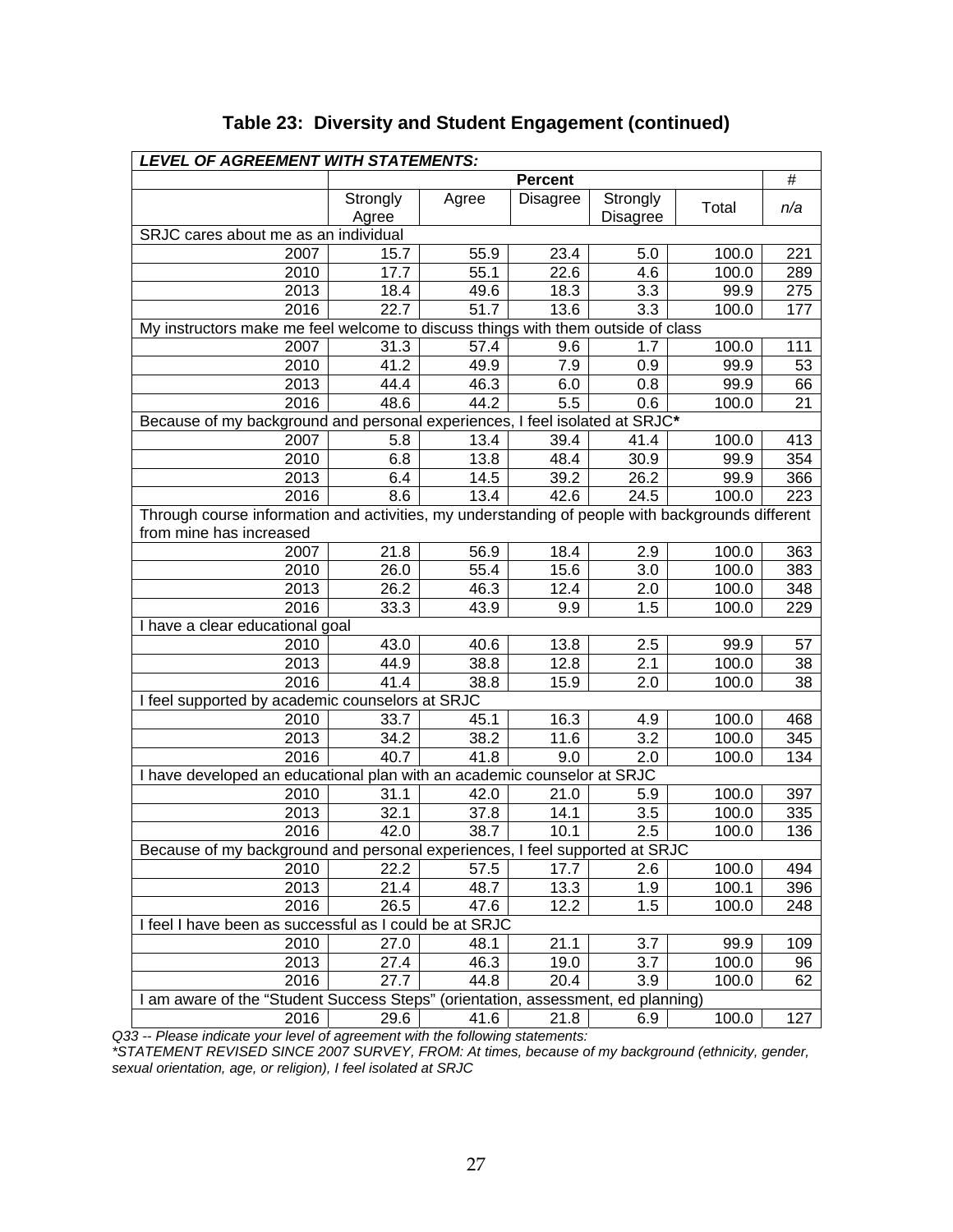# Table 23: Diversity and Student Engagement (continued)

| LEVEL OF AGREEMENT WITH STATEMENTS: | | | | | | |
|---|---|---|---|---|---|---|
| | Percent | | | | | # |
| | Strongly Agree | Agree | Disagree | Strongly Disagree | Total | n/a |
| SRJC cares about me as an individual | | | | | | |
| 2007 | 15.7 | 55.9 | 23.4 | 5.0 | 100.0 | 221 |
| 2010 | 17.7 | 55.1 | 22.6 | 4.6 | 100.0 | 289 |
| 2013 | 18.4 | 49.6 | 18.3 | 3.3 | 99.9 | 275 |
| 2016 | 22.7 | 51.7 | 13.6 | 3.3 | 100.0 | 177 |
| My instructors make me feel welcome to discuss things with them outside of class | | | | | | |
| 2007 | 31.3 | 57.4 | 9.6 | 1.7 | 100.0 | 111 |
| 2010 | 41.2 | 49.9 | 7.9 | 0.9 | 99.9 | 53 |
| 2013 | 44.4 | 46.3 | 6.0 | 0.8 | 99.9 | 66 |
| 2016 | 48.6 | 44.2 | 5.5 | 0.6 | 100.0 | 21 |
| Because of my background and personal experiences, I feel isolated at SRJC* | | | | | | |
| 2007 | 5.8 | 13.4 | 39.4 | 41.4 | 100.0 | 413 |
| 2010 | 6.8 | 13.8 | 48.4 | 30.9 | 99.9 | 354 |
| 2013 | 6.4 | 14.5 | 39.2 | 26.2 | 99.9 | 366 |
| 2016 | 8.6 | 13.4 | 42.6 | 24.5 | 100.0 | 223 |
| Through course information and activities, my understanding of people with backgrounds different from mine has increased | | | | | | |
| 2007 | 21.8 | 56.9 | 18.4 | 2.9 | 100.0 | 363 |
| 2010 | 26.0 | 55.4 | 15.6 | 3.0 | 100.0 | 383 |
| 2013 | 26.2 | 46.3 | 12.4 | 2.0 | 100.0 | 348 |
| 2016 | 33.3 | 43.9 | 9.9 | 1.5 | 100.0 | 229 |
| I have a clear educational goal | | | | | | |
| 2010 | 43.0 | 40.6 | 13.8 | 2.5 | 99.9 | 57 |
| 2013 | 44.9 | 38.8 | 12.8 | 2.1 | 100.0 | 38 |
| 2016 | 41.4 | 38.8 | 15.9 | 2.0 | 100.0 | 38 |
| I feel supported by academic counselors at SRJC | | | | | | |
| 2010 | 33.7 | 45.1 | 16.3 | 4.9 | 100.0 | 468 |
| 2013 | 34.2 | 38.2 | 11.6 | 3.2 | 100.0 | 345 |
| 2016 | 40.7 | 41.8 | 9.0 | 2.0 | 100.0 | 134 |
| I have developed an educational plan with an academic counselor at SRJC | | | | | | |
| 2010 | 31.1 | 42.0 | 21.0 | 5.9 | 100.0 | 397 |
| 2013 | 32.1 | 37.8 | 14.1 | 3.5 | 100.0 | 335 |
| 2016 | 42.0 | 38.7 | 10.1 | 2.5 | 100.0 | 136 |
| Because of my background and personal experiences, I feel supported at SRJC | | | | | | |
| 2010 | 22.2 | 57.5 | 17.7 | 2.6 | 100.0 | 494 |
| 2013 | 21.4 | 48.7 | 13.3 | 1.9 | 100.1 | 396 |
| 2016 | 26.5 | 47.6 | 12.2 | 1.5 | 100.0 | 248 |
| I feel I have been as successful as I could be at SRJC | | | | | | |
| 2010 | 27.0 | 48.1 | 21.1 | 3.7 | 99.9 | 109 |
| 2013 | 27.4 | 46.3 | 19.0 | 3.7 | 100.0 | 96 |
| 2016 | 27.7 | 44.8 | 20.4 | 3.9 | 100.0 | 62 |
| I am aware of the "Student Success Steps" (orientation, assessment, ed planning) | | | | | | |
| 2016 | 29.6 | 41.6 | 21.8 | 6.9 | 100.0 | 127 |

*Q33 -- Please indicate your level of agreement with the following statements:*
**STATEMENT REVISED SINCE 2007 SURVEY, FROM: At times, because of my background (ethnicity, gender, sexual orientation, age, or religion), I feel isolated at SRJC*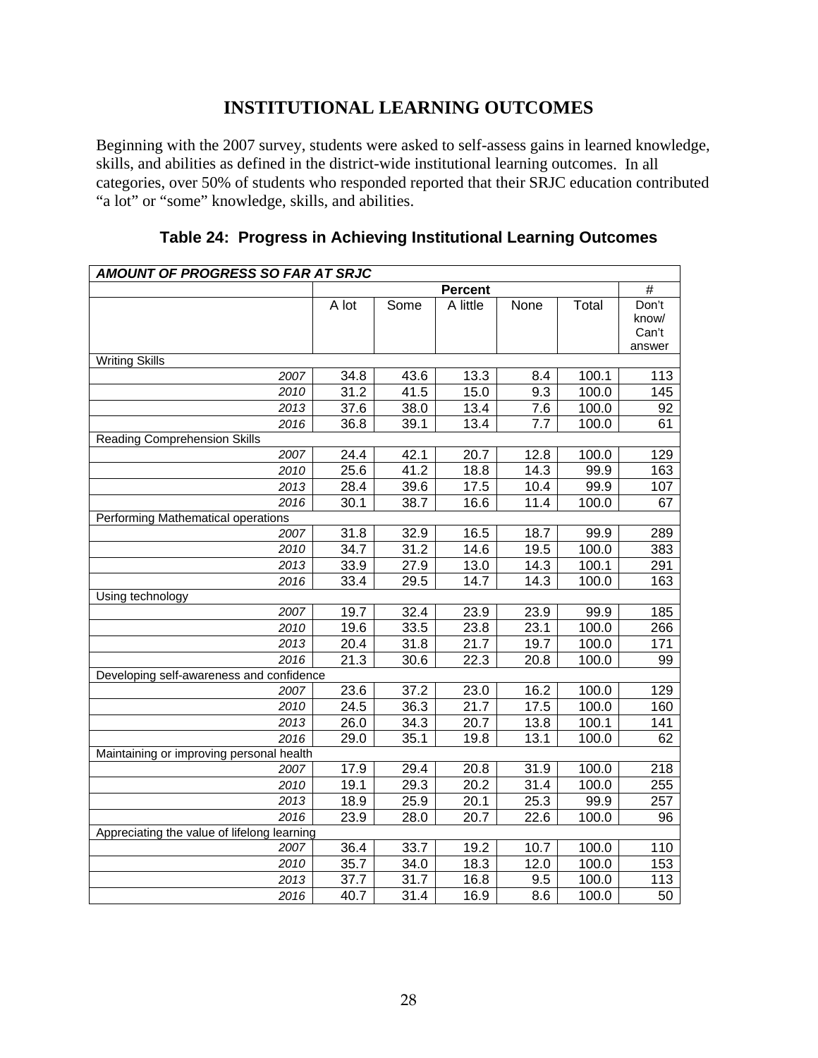# INSTITUTIONAL LEARNING OUTCOMES

Beginning with the 2007 survey, students were asked to self-assess gains in learned knowledge, skills, and abilities as defined in the district-wide institutional learning outcomes. In all categories, over 50% of students who responded reported that their SRJC education contributed "a lot" or "some" knowledge, skills, and abilities.

## Table 24: Progress in Achieving Institutional Learning Outcomes

| ***AMOUNT OF PROGRESS SO FAR AT SRJC*** | | | | | | |
|---|---|---|---|---|---|---|
| | **Percent** | | | | | # |
| | A lot | Some | A little | None | Total | Don't know/ Can't answer |
| Writing Skills | | | | | | |
| *2007* | 34.8 | 43.6 | 13.3 | 8.4 | 100.1 | 113 |
| *2010* | 31.2 | 41.5 | 15.0 | 9.3 | 100.0 | 145 |
| *2013* | 37.6 | 38.0 | 13.4 | 7.6 | 100.0 | 92 |
| *2016* | 36.8 | 39.1 | 13.4 | 7.7 | 100.0 | 61 |
| Reading Comprehension Skills | | | | | | |
| *2007* | 24.4 | 42.1 | 20.7 | 12.8 | 100.0 | 129 |
| *2010* | 25.6 | 41.2 | 18.8 | 14.3 | 99.9 | 163 |
| *2013* | 28.4 | 39.6 | 17.5 | 10.4 | 99.9 | 107 |
| *2016* | 30.1 | 38.7 | 16.6 | 11.4 | 100.0 | 67 |
| Performing Mathematical operations | | | | | | |
| *2007* | 31.8 | 32.9 | 16.5 | 18.7 | 99.9 | 289 |
| *2010* | 34.7 | 31.2 | 14.6 | 19.5 | 100.0 | 383 |
| *2013* | 33.9 | 27.9 | 13.0 | 14.3 | 100.1 | 291 |
| *2016* | 33.4 | 29.5 | 14.7 | 14.3 | 100.0 | 163 |
| Using technology | | | | | | |
| *2007* | 19.7 | 32.4 | 23.9 | 23.9 | 99.9 | 185 |
| *2010* | 19.6 | 33.5 | 23.8 | 23.1 | 100.0 | 266 |
| *2013* | 20.4 | 31.8 | 21.7 | 19.7 | 100.0 | 171 |
| *2016* | 21.3 | 30.6 | 22.3 | 20.8 | 100.0 | 99 |
| Developing self-awareness and confidence | | | | | | |
| *2007* | 23.6 | 37.2 | 23.0 | 16.2 | 100.0 | 129 |
| *2010* | 24.5 | 36.3 | 21.7 | 17.5 | 100.0 | 160 |
| *2013* | 26.0 | 34.3 | 20.7 | 13.8 | 100.1 | 141 |
| *2016* | 29.0 | 35.1 | 19.8 | 13.1 | 100.0 | 62 |
| Maintaining or improving personal health | | | | | | |
| *2007* | 17.9 | 29.4 | 20.8 | 31.9 | 100.0 | 218 |
| *2010* | 19.1 | 29.3 | 20.2 | 31.4 | 100.0 | 255 |
| *2013* | 18.9 | 25.9 | 20.1 | 25.3 | 99.9 | 257 |
| *2016* | 23.9 | 28.0 | 20.7 | 22.6 | 100.0 | 96 |
| Appreciating the value of lifelong learning | | | | | | |
| *2007* | 36.4 | 33.7 | 19.2 | 10.7 | 100.0 | 110 |
| *2010* | 35.7 | 34.0 | 18.3 | 12.0 | 100.0 | 153 |
| *2013* | 37.7 | 31.7 | 16.8 | 9.5 | 100.0 | 113 |
| *2016* | 40.7 | 31.4 | 16.9 | 8.6 | 100.0 | 50 |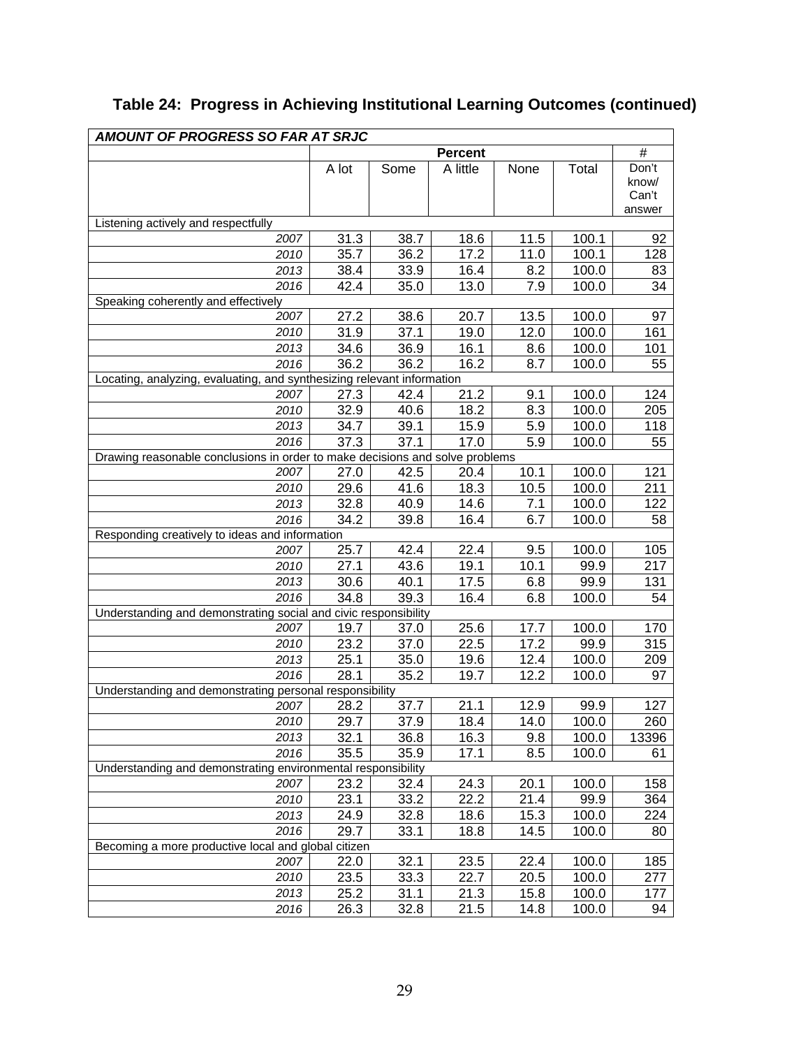## Table 24: Progress in Achieving Institutional Learning Outcomes (continued)

| ***AMOUNT OF PROGRESS SO FAR AT SRJC*** | | | | | | |
|---|---|---|---|---|---|---|
| | **Percent** | | | | | # |
| | A lot | Some | A little | None | Total | Don't know/ Can't answer |
| Listening actively and respectfully | | | | | | |
| *2007* | 31.3 | 38.7 | 18.6 | 11.5 | 100.1 | 92 |
| *2010* | 35.7 | 36.2 | 17.2 | 11.0 | 100.1 | 128 |
| *2013* | 38.4 | 33.9 | 16.4 | 8.2 | 100.0 | 83 |
| *2016* | 42.4 | 35.0 | 13.0 | 7.9 | 100.0 | 34 |
| Speaking coherently and effectively | | | | | | |
| *2007* | 27.2 | 38.6 | 20.7 | 13.5 | 100.0 | 97 |
| *2010* | 31.9 | 37.1 | 19.0 | 12.0 | 100.0 | 161 |
| *2013* | 34.6 | 36.9 | 16.1 | 8.6 | 100.0 | 101 |
| *2016* | 36.2 | 36.2 | 16.2 | 8.7 | 100.0 | 55 |
| Locating, analyzing, evaluating, and synthesizing relevant information | | | | | | |
| *2007* | 27.3 | 42.4 | 21.2 | 9.1 | 100.0 | 124 |
| *2010* | 32.9 | 40.6 | 18.2 | 8.3 | 100.0 | 205 |
| *2013* | 34.7 | 39.1 | 15.9 | 5.9 | 100.0 | 118 |
| *2016* | 37.3 | 37.1 | 17.0 | 5.9 | 100.0 | 55 |
| Drawing reasonable conclusions in order to make decisions and solve problems | | | | | | |
| *2007* | 27.0 | 42.5 | 20.4 | 10.1 | 100.0 | 121 |
| *2010* | 29.6 | 41.6 | 18.3 | 10.5 | 100.0 | 211 |
| *2013* | 32.8 | 40.9 | 14.6 | 7.1 | 100.0 | 122 |
| *2016* | 34.2 | 39.8 | 16.4 | 6.7 | 100.0 | 58 |
| Responding creatively to ideas and information | | | | | | |
| *2007* | 25.7 | 42.4 | 22.4 | 9.5 | 100.0 | 105 |
| *2010* | 27.1 | 43.6 | 19.1 | 10.1 | 99.9 | 217 |
| *2013* | 30.6 | 40.1 | 17.5 | 6.8 | 99.9 | 131 |
| *2016* | 34.8 | 39.3 | 16.4 | 6.8 | 100.0 | 54 |
| Understanding and demonstrating social and civic responsibility | | | | | | |
| *2007* | 19.7 | 37.0 | 25.6 | 17.7 | 100.0 | 170 |
| *2010* | 23.2 | 37.0 | 22.5 | 17.2 | 99.9 | 315 |
| *2013* | 25.1 | 35.0 | 19.6 | 12.4 | 100.0 | 209 |
| *2016* | 28.1 | 35.2 | 19.7 | 12.2 | 100.0 | 97 |
| Understanding and demonstrating personal responsibility | | | | | | |
| *2007* | 28.2 | 37.7 | 21.1 | 12.9 | 99.9 | 127 |
| *2010* | 29.7 | 37.9 | 18.4 | 14.0 | 100.0 | 260 |
| *2013* | 32.1 | 36.8 | 16.3 | 9.8 | 100.0 | 13396 |
| *2016* | 35.5 | 35.9 | 17.1 | 8.5 | 100.0 | 61 |
| Understanding and demonstrating environmental responsibility | | | | | | |
| *2007* | 23.2 | 32.4 | 24.3 | 20.1 | 100.0 | 158 |
| *2010* | 23.1 | 33.2 | 22.2 | 21.4 | 99.9 | 364 |
| *2013* | 24.9 | 32.8 | 18.6 | 15.3 | 100.0 | 224 |
| *2016* | 29.7 | 33.1 | 18.8 | 14.5 | 100.0 | 80 |
| Becoming a more productive local and global citizen | | | | | | |
| *2007* | 22.0 | 32.1 | 23.5 | 22.4 | 100.0 | 185 |
| *2010* | 23.5 | 33.3 | 22.7 | 20.5 | 100.0 | 277 |
| *2013* | 25.2 | 31.1 | 21.3 | 15.8 | 100.0 | 177 |
| *2016* | 26.3 | 32.8 | 21.5 | 14.8 | 100.0 | 94 |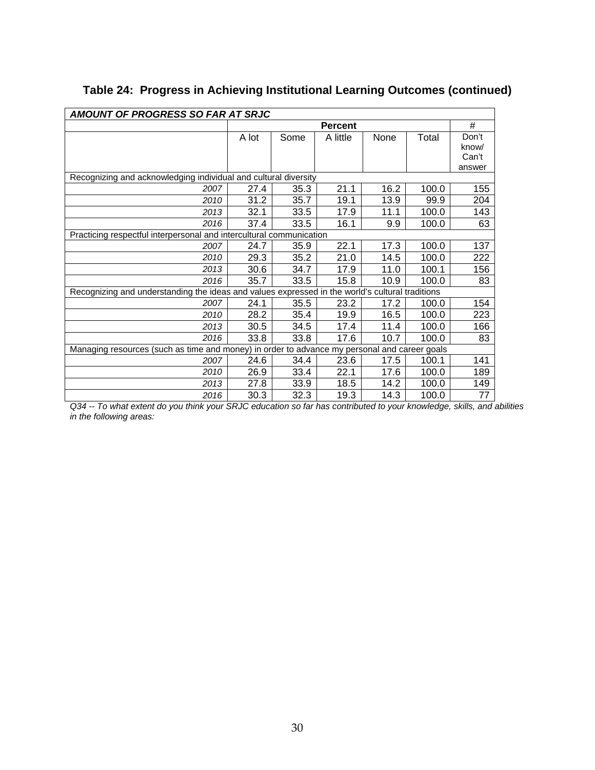## Table 24: Progress in Achieving Institutional Learning Outcomes (continued)

| ***AMOUNT OF PROGRESS SO FAR AT SRJC*** | | | | | | |
|---|---|---|---|---|---|---|
| | **Percent** | | | | | # |
| | A lot | Some | A little | None | Total | Don't know/ Can't answer |
| Recognizing and acknowledging individual and cultural diversity | | | | | | |
| *2007* | 27.4 | 35.3 | 21.1 | 16.2 | 100.0 | 155 |
| *2010* | 31.2 | 35.7 | 19.1 | 13.9 | 99.9 | 204 |
| *2013* | 32.1 | 33.5 | 17.9 | 11.1 | 100.0 | 143 |
| *2016* | 37.4 | 33.5 | 16.1 | 9.9 | 100.0 | 63 |
| Practicing respectful interpersonal and intercultural communication | | | | | | |
| *2007* | 24.7 | 35.9 | 22.1 | 17.3 | 100.0 | 137 |
| *2010* | 29.3 | 35.2 | 21.0 | 14.5 | 100.0 | 222 |
| *2013* | 30.6 | 34.7 | 17.9 | 11.0 | 100.1 | 156 |
| *2016* | 35.7 | 33.5 | 15.8 | 10.9 | 100.0 | 83 |
| Recognizing and understanding the ideas and values expressed in the world's cultural traditions | | | | | | |
| *2007* | 24.1 | 35.5 | 23.2 | 17.2 | 100.0 | 154 |
| *2010* | 28.2 | 35.4 | 19.9 | 16.5 | 100.0 | 223 |
| *2013* | 30.5 | 34.5 | 17.4 | 11.4 | 100.0 | 166 |
| *2016* | 33.8 | 33.8 | 17.6 | 10.7 | 100.0 | 83 |
| Managing resources (such as time and money) in order to advance my personal and career goals | | | | | | |
| *2007* | 24.6 | 34.4 | 23.6 | 17.5 | 100.1 | 141 |
| *2010* | 26.9 | 33.4 | 22.1 | 17.6 | 100.0 | 189 |
| *2013* | 27.8 | 33.9 | 18.5 | 14.2 | 100.0 | 149 |
| *2016* | 30.3 | 32.3 | 19.3 | 14.3 | 100.0 | 77 |

*Q34 -- To what extent do you think your SRJC education so far has contributed to your knowledge, skills, and abilities in the following areas:*